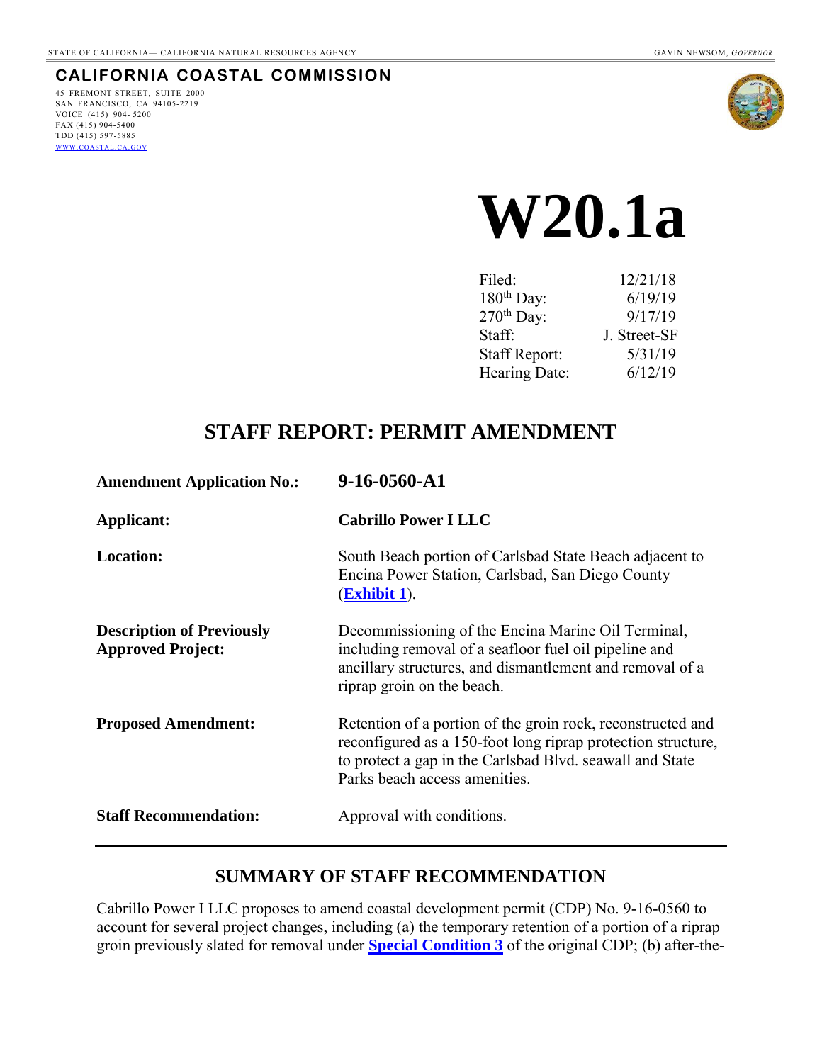STATE OF CALIFORNIA— CALIFORNIA NATURAL RESOURCES AGENCY GAVIN NEWSOM, *GOVERNOR*

**CALIFORNIA COASTAL COMMISSION**

45 FREMONT STREET, SUITE 2000
SAN FRANCISCO, CA 94105-2219
VOICE (415) 904- 5200
FAX (415) 904-5400
TDD (415) 597-5885
WWW.COASTAL.CA.GOV

# W20.1a

| | |
|---|---|
| Filed: | 12/21/18 |
| 180th Day: | 6/19/19 |
| 270th Day: | 9/17/19 |
| Staff: | J. Street-SF |
| Staff Report: | 5/31/19 |
| Hearing Date: | 6/12/19 |

## STAFF REPORT: PERMIT AMENDMENT

| | |
|---|---|
| **Amendment Application No.:** | **9-16-0560-A1** |
| **Applicant:** | **Cabrillo Power I LLC** |
| **Location:** | South Beach portion of Carlsbad State Beach adjacent to Encina Power Station, Carlsbad, San Diego County (**Exhibit 1**). |
| **Description of Previously Approved Project:** | Decommissioning of the Encina Marine Oil Terminal, including removal of a seafloor fuel oil pipeline and ancillary structures, and dismantlement and removal of a riprap groin on the beach. |
| **Proposed Amendment:** | Retention of a portion of the groin rock, reconstructed and reconfigured as a 150-foot long riprap protection structure, to protect a gap in the Carlsbad Blvd. seawall and State Parks beach access amenities. |
| **Staff Recommendation:** | Approval with conditions. |

## SUMMARY OF STAFF RECOMMENDATION

Cabrillo Power I LLC proposes to amend coastal development permit (CDP) No. 9-16-0560 to account for several project changes, including (a) the temporary retention of a portion of a riprap groin previously slated for removal under **Special Condition 3** of the original CDP; (b) after-the-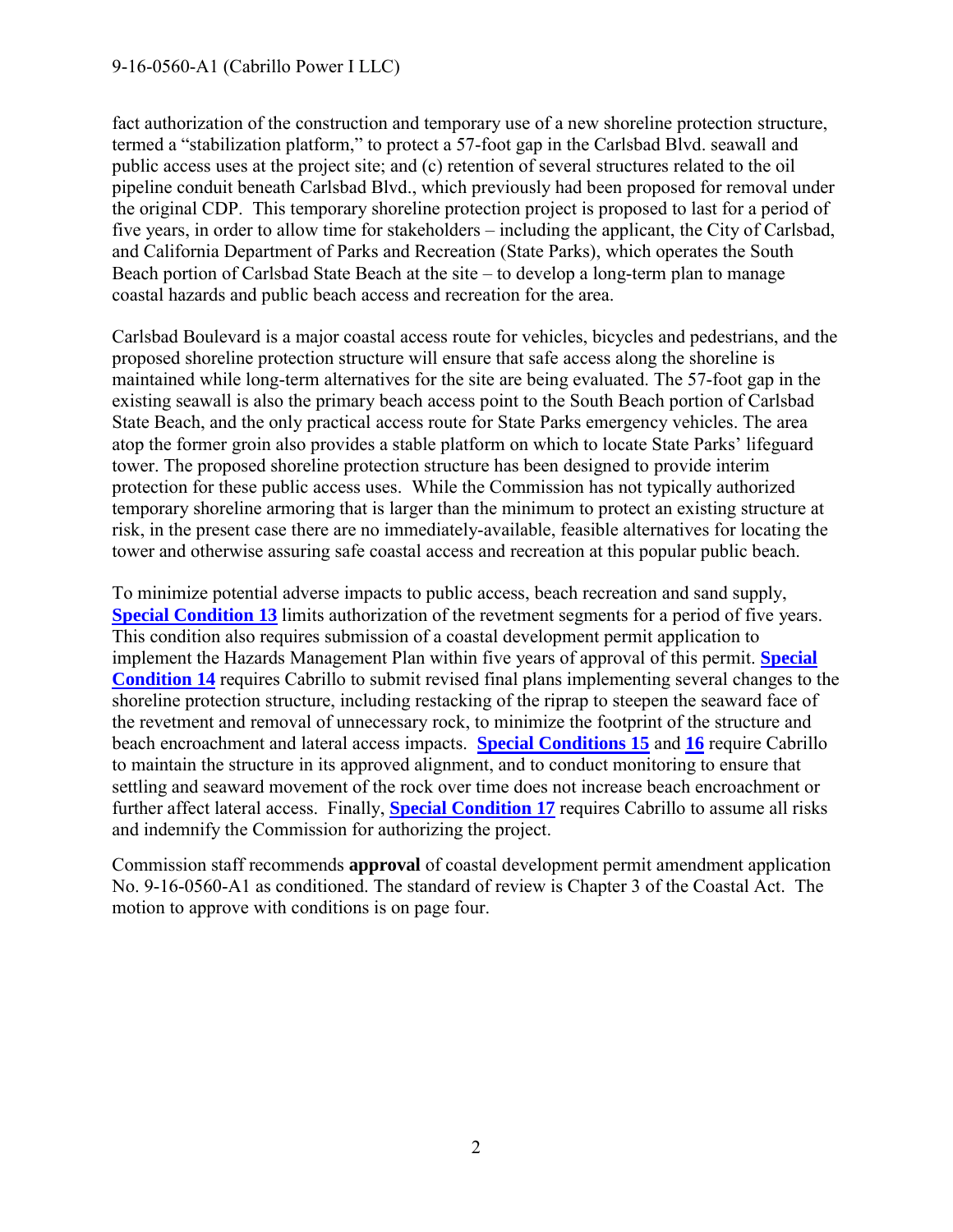fact authorization of the construction and temporary use of a new shoreline protection structure, termed a "stabilization platform," to protect a 57-foot gap in the Carlsbad Blvd. seawall and public access uses at the project site; and (c) retention of several structures related to the oil pipeline conduit beneath Carlsbad Blvd., which previously had been proposed for removal under the original CDP. This temporary shoreline protection project is proposed to last for a period of five years, in order to allow time for stakeholders – including the applicant, the City of Carlsbad, and California Department of Parks and Recreation (State Parks), which operates the South Beach portion of Carlsbad State Beach at the site – to develop a long-term plan to manage coastal hazards and public beach access and recreation for the area.

Carlsbad Boulevard is a major coastal access route for vehicles, bicycles and pedestrians, and the proposed shoreline protection structure will ensure that safe access along the shoreline is maintained while long-term alternatives for the site are being evaluated. The 57-foot gap in the existing seawall is also the primary beach access point to the South Beach portion of Carlsbad State Beach, and the only practical access route for State Parks emergency vehicles. The area atop the former groin also provides a stable platform on which to locate State Parks' lifeguard tower. The proposed shoreline protection structure has been designed to provide interim protection for these public access uses. While the Commission has not typically authorized temporary shoreline armoring that is larger than the minimum to protect an existing structure at risk, in the present case there are no immediately-available, feasible alternatives for locating the tower and otherwise assuring safe coastal access and recreation at this popular public beach.

To minimize potential adverse impacts to public access, beach recreation and sand supply, **Special Condition 13** limits authorization of the revetment segments for a period of five years. This condition also requires submission of a coastal development permit application to implement the Hazards Management Plan within five years of approval of this permit. **Special Condition 14** requires Cabrillo to submit revised final plans implementing several changes to the shoreline protection structure, including restacking of the riprap to steepen the seaward face of the revetment and removal of unnecessary rock, to minimize the footprint of the structure and beach encroachment and lateral access impacts. **Special Conditions 15** and **16** require Cabrillo to maintain the structure in its approved alignment, and to conduct monitoring to ensure that settling and seaward movement of the rock over time does not increase beach encroachment or further affect lateral access. Finally, **Special Condition 17** requires Cabrillo to assume all risks and indemnify the Commission for authorizing the project.

Commission staff recommends **approval** of coastal development permit amendment application No. 9-16-0560-A1 as conditioned. The standard of review is Chapter 3 of the Coastal Act. The motion to approve with conditions is on page four.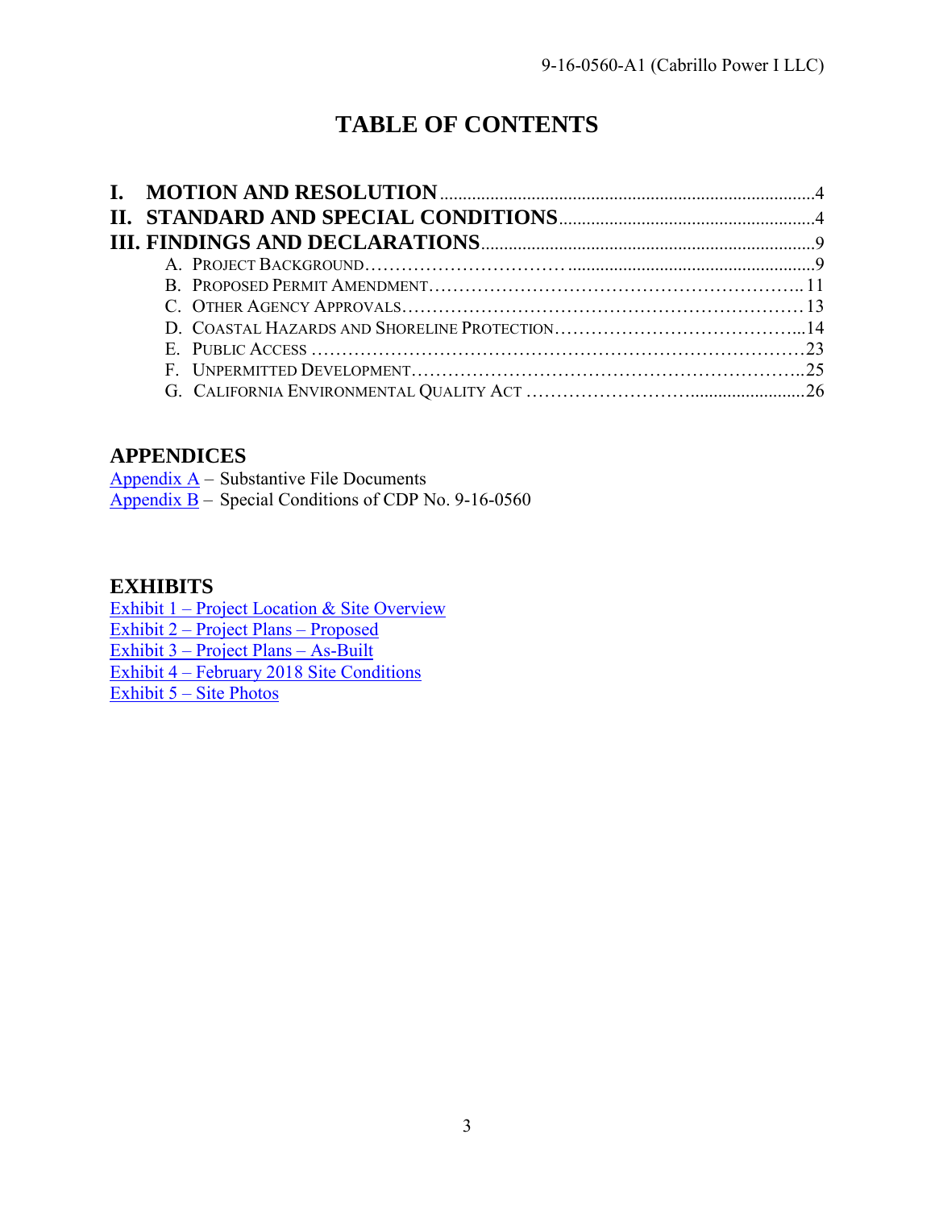# TABLE OF CONTENTS

**I. MOTION AND RESOLUTION** .......... 4

**II. STANDARD AND SPECIAL CONDITIONS** .......... 4

**III. FINDINGS AND DECLARATIONS** .......... 9

- A. Project Background .......... 9
- B. Proposed Permit Amendment .......... 11
- C. Other Agency Approvals .......... 13
- D. Coastal Hazards and Shoreline Protection .......... 14
- E. Public Access .......... 23
- F. Unpermitted Development .......... 25
- G. California Environmental Quality Act .......... 26

## APPENDICES

Appendix A – Substantive File Documents
Appendix B – Special Conditions of CDP No. 9-16-0560

## EXHIBITS

Exhibit 1 – Project Location & Site Overview
Exhibit 2 – Project Plans – Proposed
Exhibit 3 – Project Plans – As-Built
Exhibit 4 – February 2018 Site Conditions
Exhibit 5 – Site Photos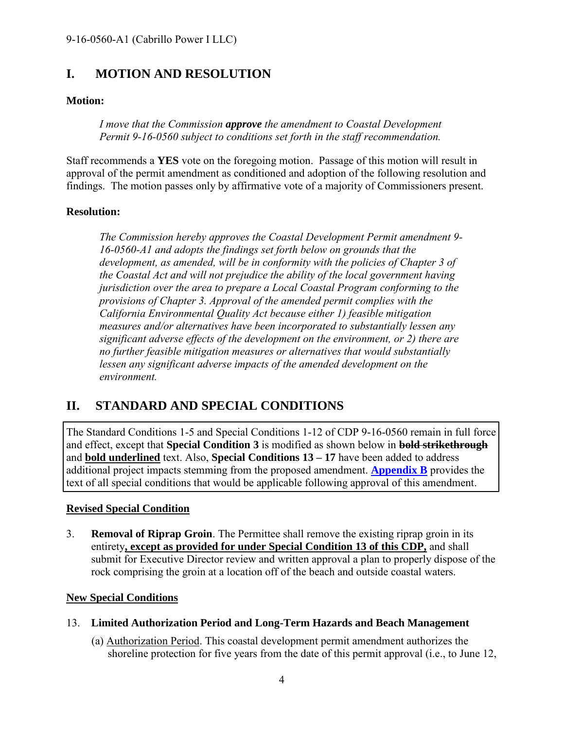## I. MOTION AND RESOLUTION

**Motion:**

> *I move that the Commission **approve** the amendment to Coastal Development Permit 9-16-0560 subject to conditions set forth in the staff recommendation.*

Staff recommends a **YES** vote on the foregoing motion. Passage of this motion will result in approval of the permit amendment as conditioned and adoption of the following resolution and findings. The motion passes only by affirmative vote of a majority of Commissioners present.

**Resolution:**

> *The Commission hereby approves the Coastal Development Permit amendment 9-16-0560-A1 and adopts the findings set forth below on grounds that the development, as amended, will be in conformity with the policies of Chapter 3 of the Coastal Act and will not prejudice the ability of the local government having jurisdiction over the area to prepare a Local Coastal Program conforming to the provisions of Chapter 3. Approval of the amended permit complies with the California Environmental Quality Act because either 1) feasible mitigation measures and/or alternatives have been incorporated to substantially lessen any significant adverse effects of the development on the environment, or 2) there are no further feasible mitigation measures or alternatives that would substantially lessen any significant adverse impacts of the amended development on the environment.*

## II. STANDARD AND SPECIAL CONDITIONS

The Standard Conditions 1-5 and Special Conditions 1-12 of CDP 9-16-0560 remain in full force and effect, except that **Special Condition 3** is modified as shown below in **~~bold strikethrough~~** and **<u>bold underlined</u>** text. Also, **Special Conditions 13 – 17** have been added to address additional project impacts stemming from the proposed amendment. **Appendix B** provides the text of all special conditions that would be applicable following approval of this amendment.

**<u>Revised Special Condition</u>**

3. **Removal of Riprap Groin**. The Permittee shall remove the existing riprap groin in its entirety**<u>, except as provided for under Special Condition 13 of this CDP,</u>** and shall submit for Executive Director review and written approval a plan to properly dispose of the rock comprising the groin at a location off of the beach and outside coastal waters.

**<u>New Special Conditions</u>**

13. **Limited Authorization Period and Long-Term Hazards and Beach Management**

    (a) <u>Authorization Period</u>. This coastal development permit amendment authorizes the shoreline protection for five years from the date of this permit approval (i.e., to June 12,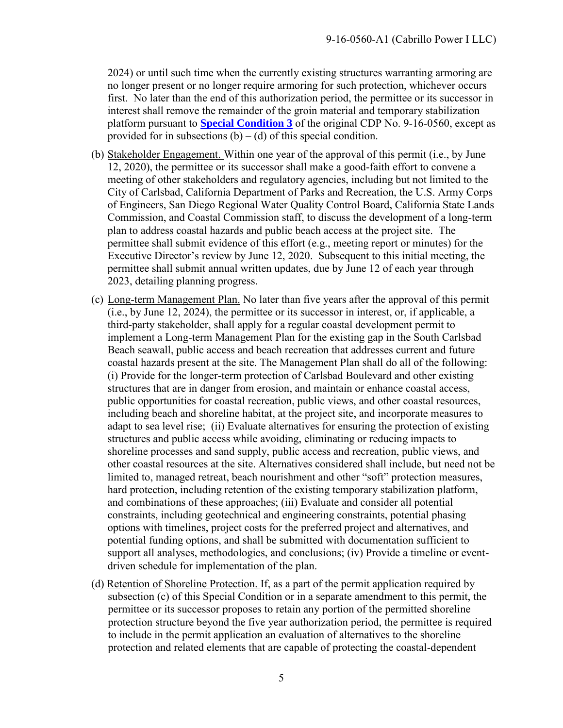2024) or until such time when the currently existing structures warranting armoring are no longer present or no longer require armoring for such protection, whichever occurs first. No later than the end of this authorization period, the permittee or its successor in interest shall remove the remainder of the groin material and temporary stabilization platform pursuant to **Special Condition 3** of the original CDP No. 9-16-0560, except as provided for in subsections (b) – (d) of this special condition.

(b) Stakeholder Engagement. Within one year of the approval of this permit (i.e., by June 12, 2020), the permittee or its successor shall make a good-faith effort to convene a meeting of other stakeholders and regulatory agencies, including but not limited to the City of Carlsbad, California Department of Parks and Recreation, the U.S. Army Corps of Engineers, San Diego Regional Water Quality Control Board, California State Lands Commission, and Coastal Commission staff, to discuss the development of a long-term plan to address coastal hazards and public beach access at the project site. The permittee shall submit evidence of this effort (e.g., meeting report or minutes) for the Executive Director's review by June 12, 2020. Subsequent to this initial meeting, the permittee shall submit annual written updates, due by June 12 of each year through 2023, detailing planning progress.

(c) Long-term Management Plan. No later than five years after the approval of this permit (i.e., by June 12, 2024), the permittee or its successor in interest, or, if applicable, a third-party stakeholder, shall apply for a regular coastal development permit to implement a Long-term Management Plan for the existing gap in the South Carlsbad Beach seawall, public access and beach recreation that addresses current and future coastal hazards present at the site. The Management Plan shall do all of the following: (i) Provide for the longer-term protection of Carlsbad Boulevard and other existing structures that are in danger from erosion, and maintain or enhance coastal access, public opportunities for coastal recreation, public views, and other coastal resources, including beach and shoreline habitat, at the project site, and incorporate measures to adapt to sea level rise; (ii) Evaluate alternatives for ensuring the protection of existing structures and public access while avoiding, eliminating or reducing impacts to shoreline processes and sand supply, public access and recreation, public views, and other coastal resources at the site. Alternatives considered shall include, but need not be limited to, managed retreat, beach nourishment and other "soft" protection measures, hard protection, including retention of the existing temporary stabilization platform, and combinations of these approaches; (iii) Evaluate and consider all potential constraints, including geotechnical and engineering constraints, potential phasing options with timelines, project costs for the preferred project and alternatives, and potential funding options, and shall be submitted with documentation sufficient to support all analyses, methodologies, and conclusions; (iv) Provide a timeline or event-driven schedule for implementation of the plan.

(d) Retention of Shoreline Protection. If, as a part of the permit application required by subsection (c) of this Special Condition or in a separate amendment to this permit, the permittee or its successor proposes to retain any portion of the permitted shoreline protection structure beyond the five year authorization period, the permittee is required to include in the permit application an evaluation of alternatives to the shoreline protection and related elements that are capable of protecting the coastal-dependent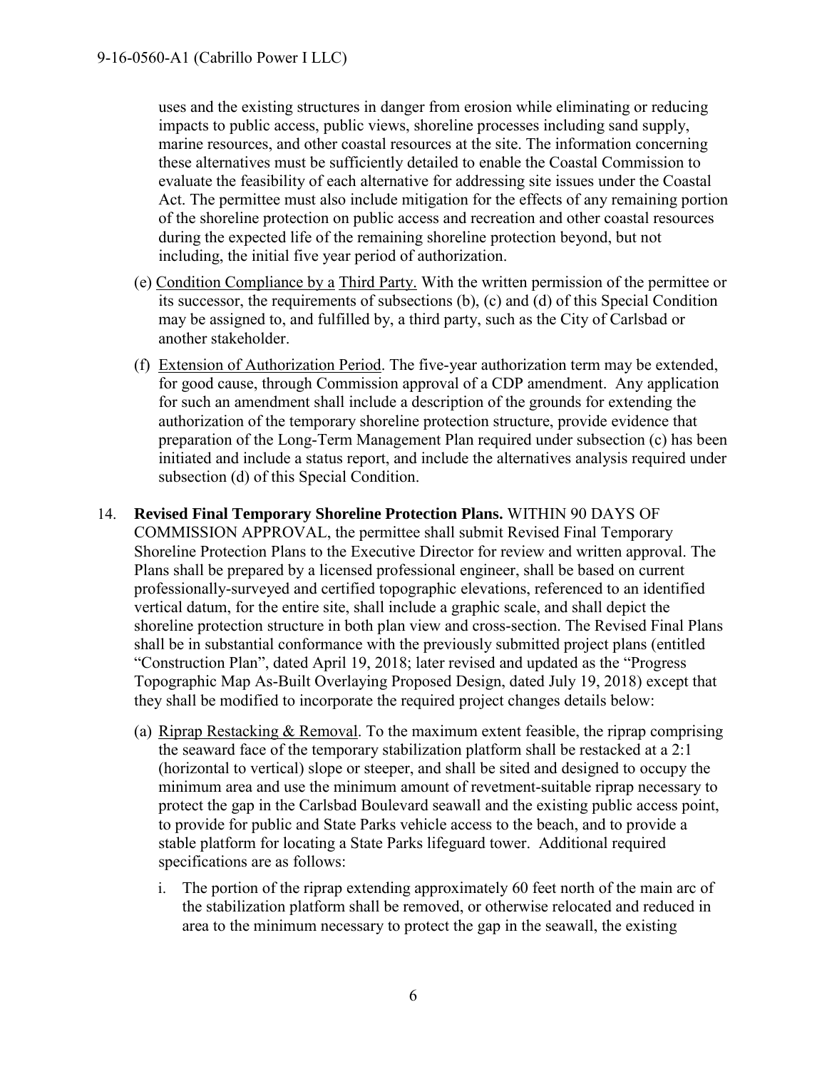uses and the existing structures in danger from erosion while eliminating or reducing impacts to public access, public views, shoreline processes including sand supply, marine resources, and other coastal resources at the site. The information concerning these alternatives must be sufficiently detailed to enable the Coastal Commission to evaluate the feasibility of each alternative for addressing site issues under the Coastal Act. The permittee must also include mitigation for the effects of any remaining portion of the shoreline protection on public access and recreation and other coastal resources during the expected life of the remaining shoreline protection beyond, but not including, the initial five year period of authorization.

(e) Condition Compliance by a Third Party. With the written permission of the permittee or its successor, the requirements of subsections (b), (c) and (d) of this Special Condition may be assigned to, and fulfilled by, a third party, such as the City of Carlsbad or another stakeholder.

(f) Extension of Authorization Period. The five-year authorization term may be extended, for good cause, through Commission approval of a CDP amendment. Any application for such an amendment shall include a description of the grounds for extending the authorization of the temporary shoreline protection structure, provide evidence that preparation of the Long-Term Management Plan required under subsection (c) has been initiated and include a status report, and include the alternatives analysis required under subsection (d) of this Special Condition.

14. **Revised Final Temporary Shoreline Protection Plans.** WITHIN 90 DAYS OF COMMISSION APPROVAL, the permittee shall submit Revised Final Temporary Shoreline Protection Plans to the Executive Director for review and written approval. The Plans shall be prepared by a licensed professional engineer, shall be based on current professionally-surveyed and certified topographic elevations, referenced to an identified vertical datum, for the entire site, shall include a graphic scale, and shall depict the shoreline protection structure in both plan view and cross-section. The Revised Final Plans shall be in substantial conformance with the previously submitted project plans (entitled "Construction Plan", dated April 19, 2018; later revised and updated as the "Progress Topographic Map As-Built Overlaying Proposed Design, dated July 19, 2018) except that they shall be modified to incorporate the required project changes details below:

(a) Riprap Restacking & Removal. To the maximum extent feasible, the riprap comprising the seaward face of the temporary stabilization platform shall be restacked at a 2:1 (horizontal to vertical) slope or steeper, and shall be sited and designed to occupy the minimum area and use the minimum amount of revetment-suitable riprap necessary to protect the gap in the Carlsbad Boulevard seawall and the existing public access point, to provide for public and State Parks vehicle access to the beach, and to provide a stable platform for locating a State Parks lifeguard tower. Additional required specifications are as follows:

i. The portion of the riprap extending approximately 60 feet north of the main arc of the stabilization platform shall be removed, or otherwise relocated and reduced in area to the minimum necessary to protect the gap in the seawall, the existing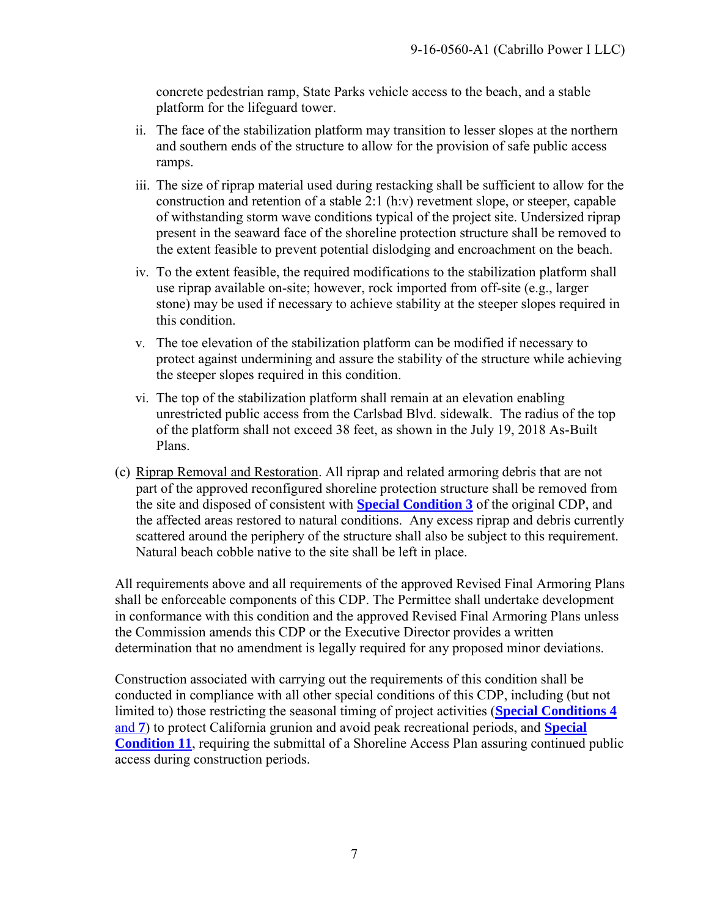concrete pedestrian ramp, State Parks vehicle access to the beach, and a stable platform for the lifeguard tower.

ii. The face of the stabilization platform may transition to lesser slopes at the northern and southern ends of the structure to allow for the provision of safe public access ramps.

iii. The size of riprap material used during restacking shall be sufficient to allow for the construction and retention of a stable 2:1 (h:v) revetment slope, or steeper, capable of withstanding storm wave conditions typical of the project site. Undersized riprap present in the seaward face of the shoreline protection structure shall be removed to the extent feasible to prevent potential dislodging and encroachment on the beach.

iv. To the extent feasible, the required modifications to the stabilization platform shall use riprap available on-site; however, rock imported from off-site (e.g., larger stone) may be used if necessary to achieve stability at the steeper slopes required in this condition.

v. The toe elevation of the stabilization platform can be modified if necessary to protect against undermining and assure the stability of the structure while achieving the steeper slopes required in this condition.

vi. The top of the stabilization platform shall remain at an elevation enabling unrestricted public access from the Carlsbad Blvd. sidewalk. The radius of the top of the platform shall not exceed 38 feet, as shown in the July 19, 2018 As-Built Plans.

(c) Riprap Removal and Restoration. All riprap and related armoring debris that are not part of the approved reconfigured shoreline protection structure shall be removed from the site and disposed of consistent with **Special Condition 3** of the original CDP, and the affected areas restored to natural conditions. Any excess riprap and debris currently scattered around the periphery of the structure shall also be subject to this requirement. Natural beach cobble native to the site shall be left in place.

All requirements above and all requirements of the approved Revised Final Armoring Plans shall be enforceable components of this CDP. The Permittee shall undertake development in conformance with this condition and the approved Revised Final Armoring Plans unless the Commission amends this CDP or the Executive Director provides a written determination that no amendment is legally required for any proposed minor deviations.

Construction associated with carrying out the requirements of this condition shall be conducted in compliance with all other special conditions of this CDP, including (but not limited to) those restricting the seasonal timing of project activities (**Special Conditions 4** and **7**) to protect California grunion and avoid peak recreational periods, and **Special Condition 11**, requiring the submittal of a Shoreline Access Plan assuring continued public access during construction periods.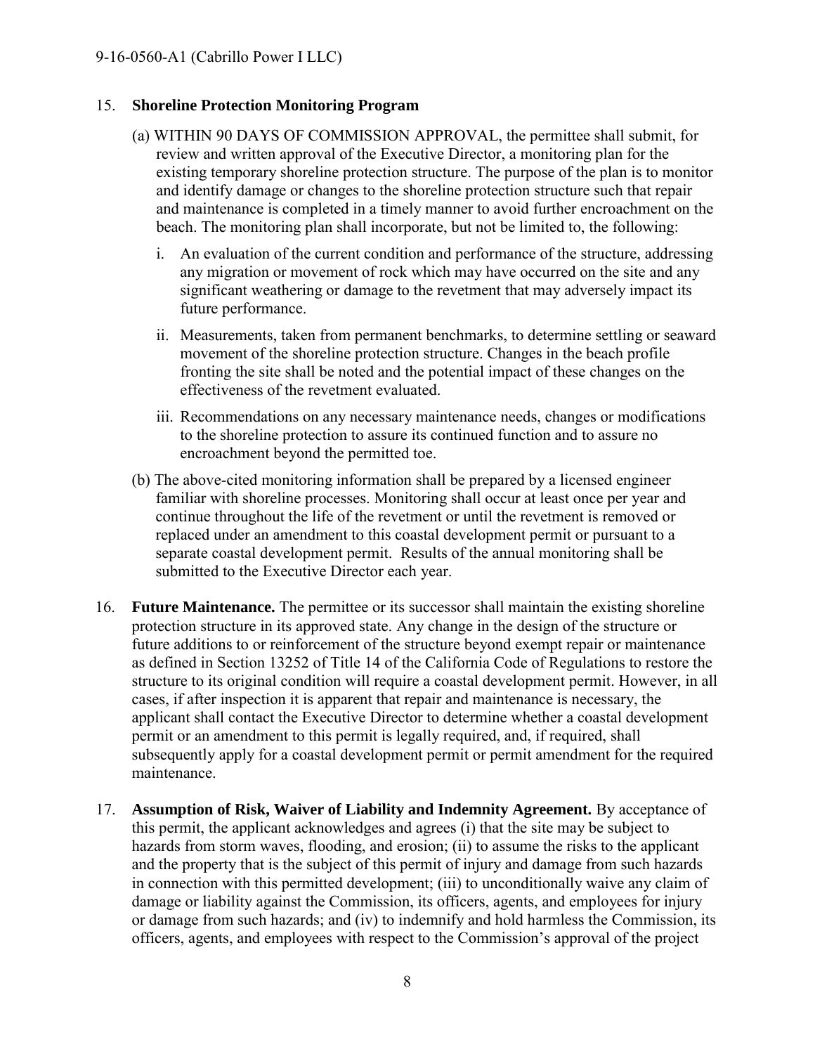15. **Shoreline Protection Monitoring Program**

    (a) WITHIN 90 DAYS OF COMMISSION APPROVAL, the permittee shall submit, for review and written approval of the Executive Director, a monitoring plan for the existing temporary shoreline protection structure. The purpose of the plan is to monitor and identify damage or changes to the shoreline protection structure such that repair and maintenance is completed in a timely manner to avoid further encroachment on the beach. The monitoring plan shall incorporate, but not be limited to, the following:

    i. An evaluation of the current condition and performance of the structure, addressing any migration or movement of rock which may have occurred on the site and any significant weathering or damage to the revetment that may adversely impact its future performance.

    ii. Measurements, taken from permanent benchmarks, to determine settling or seaward movement of the shoreline protection structure. Changes in the beach profile fronting the site shall be noted and the potential impact of these changes on the effectiveness of the revetment evaluated.

    iii. Recommendations on any necessary maintenance needs, changes or modifications to the shoreline protection to assure its continued function and to assure no encroachment beyond the permitted toe.

    (b) The above-cited monitoring information shall be prepared by a licensed engineer familiar with shoreline processes. Monitoring shall occur at least once per year and continue throughout the life of the revetment or until the revetment is removed or replaced under an amendment to this coastal development permit or pursuant to a separate coastal development permit. Results of the annual monitoring shall be submitted to the Executive Director each year.

16. **Future Maintenance.** The permittee or its successor shall maintain the existing shoreline protection structure in its approved state. Any change in the design of the structure or future additions to or reinforcement of the structure beyond exempt repair or maintenance as defined in Section 13252 of Title 14 of the California Code of Regulations to restore the structure to its original condition will require a coastal development permit. However, in all cases, if after inspection it is apparent that repair and maintenance is necessary, the applicant shall contact the Executive Director to determine whether a coastal development permit or an amendment to this permit is legally required, and, if required, shall subsequently apply for a coastal development permit or permit amendment for the required maintenance.

17. **Assumption of Risk, Waiver of Liability and Indemnity Agreement.** By acceptance of this permit, the applicant acknowledges and agrees (i) that the site may be subject to hazards from storm waves, flooding, and erosion; (ii) to assume the risks to the applicant and the property that is the subject of this permit of injury and damage from such hazards in connection with this permitted development; (iii) to unconditionally waive any claim of damage or liability against the Commission, its officers, agents, and employees for injury or damage from such hazards; and (iv) to indemnify and hold harmless the Commission, its officers, agents, and employees with respect to the Commission's approval of the project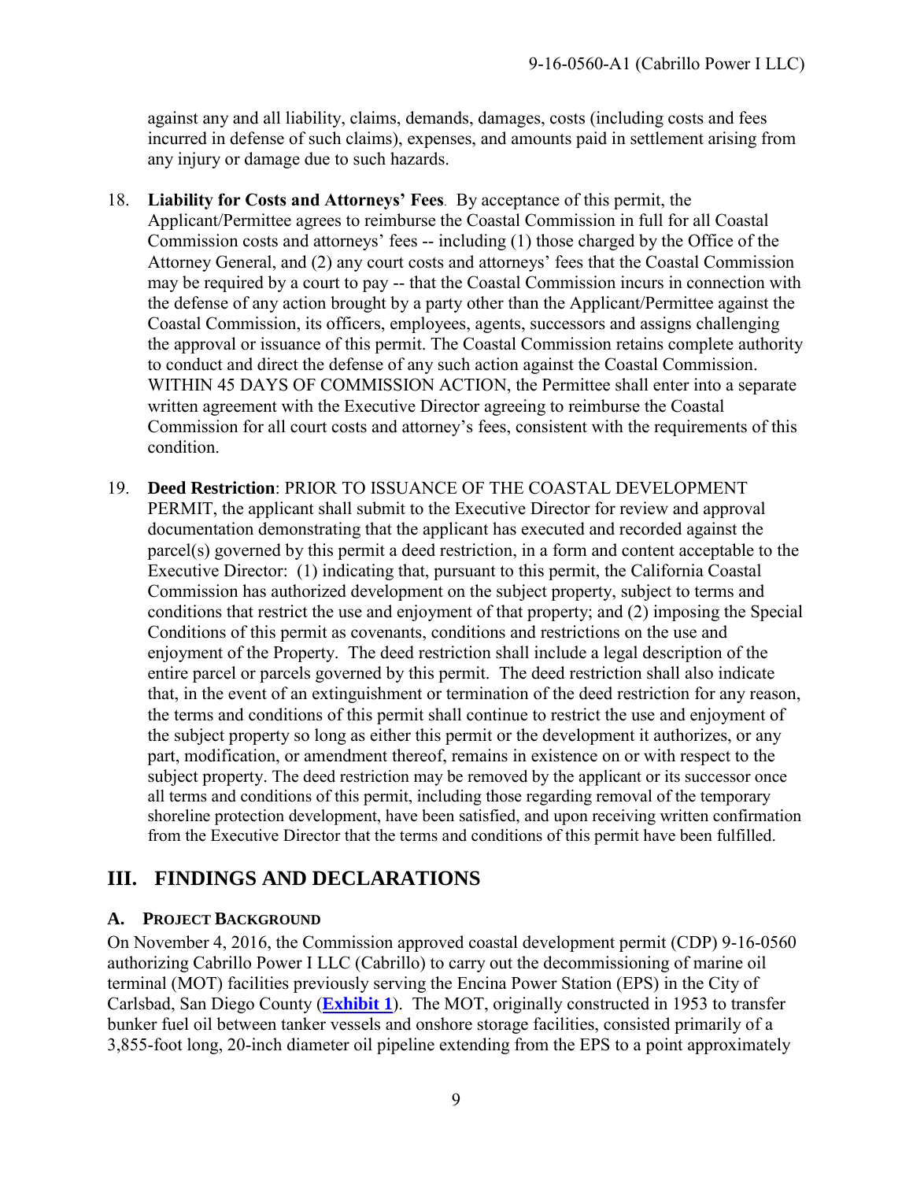against any and all liability, claims, demands, damages, costs (including costs and fees incurred in defense of such claims), expenses, and amounts paid in settlement arising from any injury or damage due to such hazards.

18. **Liability for Costs and Attorneys' Fees**. By acceptance of this permit, the Applicant/Permittee agrees to reimburse the Coastal Commission in full for all Coastal Commission costs and attorneys' fees -- including (1) those charged by the Office of the Attorney General, and (2) any court costs and attorneys' fees that the Coastal Commission may be required by a court to pay -- that the Coastal Commission incurs in connection with the defense of any action brought by a party other than the Applicant/Permittee against the Coastal Commission, its officers, employees, agents, successors and assigns challenging the approval or issuance of this permit. The Coastal Commission retains complete authority to conduct and direct the defense of any such action against the Coastal Commission. WITHIN 45 DAYS OF COMMISSION ACTION, the Permittee shall enter into a separate written agreement with the Executive Director agreeing to reimburse the Coastal Commission for all court costs and attorney's fees, consistent with the requirements of this condition.

19. **Deed Restriction**: PRIOR TO ISSUANCE OF THE COASTAL DEVELOPMENT PERMIT, the applicant shall submit to the Executive Director for review and approval documentation demonstrating that the applicant has executed and recorded against the parcel(s) governed by this permit a deed restriction, in a form and content acceptable to the Executive Director: (1) indicating that, pursuant to this permit, the California Coastal Commission has authorized development on the subject property, subject to terms and conditions that restrict the use and enjoyment of that property; and (2) imposing the Special Conditions of this permit as covenants, conditions and restrictions on the use and enjoyment of the Property. The deed restriction shall include a legal description of the entire parcel or parcels governed by this permit. The deed restriction shall also indicate that, in the event of an extinguishment or termination of the deed restriction for any reason, the terms and conditions of this permit shall continue to restrict the use and enjoyment of the subject property so long as either this permit or the development it authorizes, or any part, modification, or amendment thereof, remains in existence on or with respect to the subject property. The deed restriction may be removed by the applicant or its successor once all terms and conditions of this permit, including those regarding removal of the temporary shoreline protection development, have been satisfied, and upon receiving written confirmation from the Executive Director that the terms and conditions of this permit have been fulfilled.

# III. FINDINGS AND DECLARATIONS

## A. PROJECT BACKGROUND

On November 4, 2016, the Commission approved coastal development permit (CDP) 9-16-0560 authorizing Cabrillo Power I LLC (Cabrillo) to carry out the decommissioning of marine oil terminal (MOT) facilities previously serving the Encina Power Station (EPS) in the City of Carlsbad, San Diego County (**Exhibit 1**). The MOT, originally constructed in 1953 to transfer bunker fuel oil between tanker vessels and onshore storage facilities, consisted primarily of a 3,855-foot long, 20-inch diameter oil pipeline extending from the EPS to a point approximately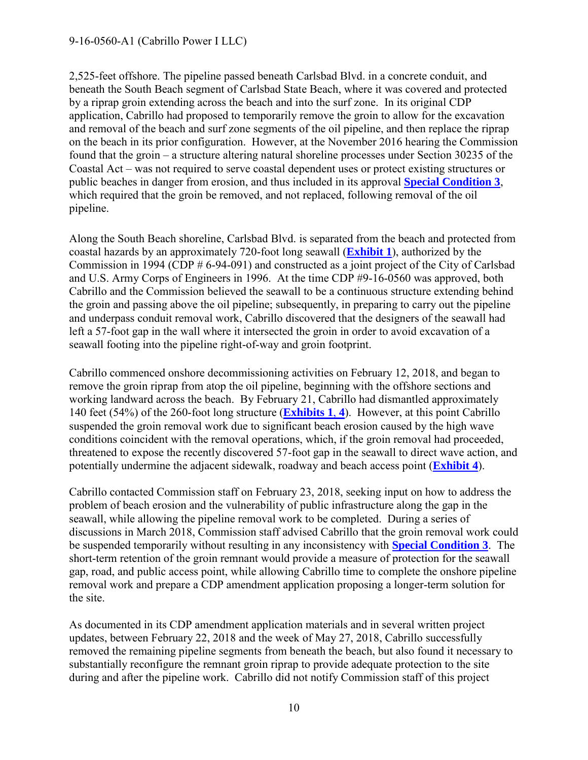2,525-feet offshore. The pipeline passed beneath Carlsbad Blvd. in a concrete conduit, and beneath the South Beach segment of Carlsbad State Beach, where it was covered and protected by a riprap groin extending across the beach and into the surf zone. In its original CDP application, Cabrillo had proposed to temporarily remove the groin to allow for the excavation and removal of the beach and surf zone segments of the oil pipeline, and then replace the riprap on the beach in its prior configuration. However, at the November 2016 hearing the Commission found that the groin – a structure altering natural shoreline processes under Section 30235 of the Coastal Act – was not required to serve coastal dependent uses or protect existing structures or public beaches in danger from erosion, and thus included in its approval **Special Condition 3**, which required that the groin be removed, and not replaced, following removal of the oil pipeline.

Along the South Beach shoreline, Carlsbad Blvd. is separated from the beach and protected from coastal hazards by an approximately 720-foot long seawall (**Exhibit 1**), authorized by the Commission in 1994 (CDP # 6-94-091) and constructed as a joint project of the City of Carlsbad and U.S. Army Corps of Engineers in 1996. At the time CDP #9-16-0560 was approved, both Cabrillo and the Commission believed the seawall to be a continuous structure extending behind the groin and passing above the oil pipeline; subsequently, in preparing to carry out the pipeline and underpass conduit removal work, Cabrillo discovered that the designers of the seawall had left a 57-foot gap in the wall where it intersected the groin in order to avoid excavation of a seawall footing into the pipeline right-of-way and groin footprint.

Cabrillo commenced onshore decommissioning activities on February 12, 2018, and began to remove the groin riprap from atop the oil pipeline, beginning with the offshore sections and working landward across the beach. By February 21, Cabrillo had dismantled approximately 140 feet (54%) of the 260-foot long structure (**Exhibits 1, 4**). However, at this point Cabrillo suspended the groin removal work due to significant beach erosion caused by the high wave conditions coincident with the removal operations, which, if the groin removal had proceeded, threatened to expose the recently discovered 57-foot gap in the seawall to direct wave action, and potentially undermine the adjacent sidewalk, roadway and beach access point (**Exhibit 4**).

Cabrillo contacted Commission staff on February 23, 2018, seeking input on how to address the problem of beach erosion and the vulnerability of public infrastructure along the gap in the seawall, while allowing the pipeline removal work to be completed. During a series of discussions in March 2018, Commission staff advised Cabrillo that the groin removal work could be suspended temporarily without resulting in any inconsistency with **Special Condition 3**. The short-term retention of the groin remnant would provide a measure of protection for the seawall gap, road, and public access point, while allowing Cabrillo time to complete the onshore pipeline removal work and prepare a CDP amendment application proposing a longer-term solution for the site.

As documented in its CDP amendment application materials and in several written project updates, between February 22, 2018 and the week of May 27, 2018, Cabrillo successfully removed the remaining pipeline segments from beneath the beach, but also found it necessary to substantially reconfigure the remnant groin riprap to provide adequate protection to the site during and after the pipeline work. Cabrillo did not notify Commission staff of this project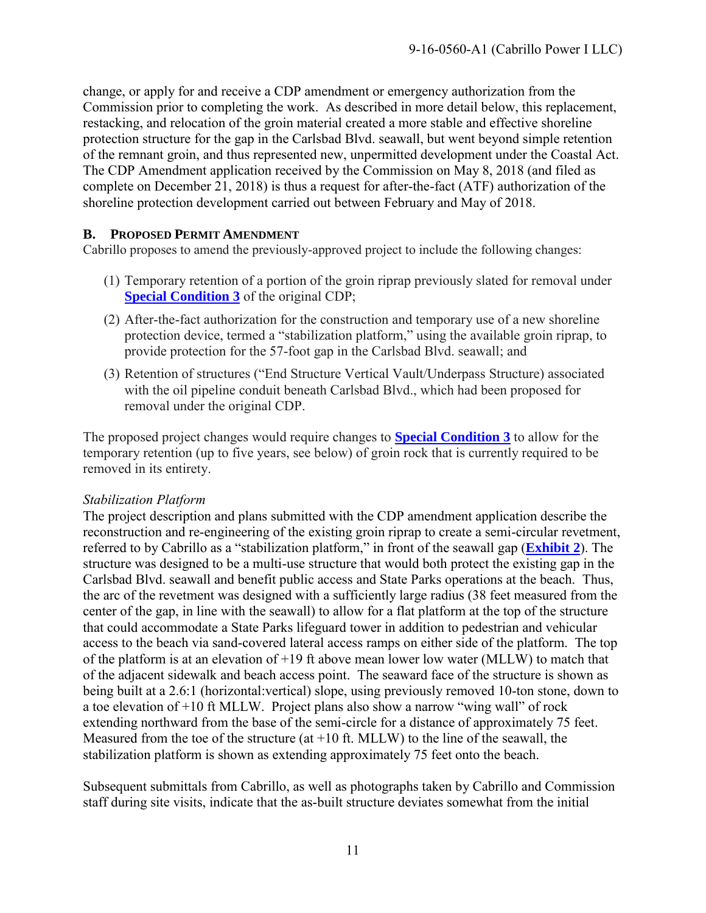change, or apply for and receive a CDP amendment or emergency authorization from the Commission prior to completing the work. As described in more detail below, this replacement, restacking, and relocation of the groin material created a more stable and effective shoreline protection structure for the gap in the Carlsbad Blvd. seawall, but went beyond simple retention of the remnant groin, and thus represented new, unpermitted development under the Coastal Act. The CDP Amendment application received by the Commission on May 8, 2018 (and filed as complete on December 21, 2018) is thus a request for after-the-fact (ATF) authorization of the shoreline protection development carried out between February and May of 2018.

### B. PROPOSED PERMIT AMENDMENT

Cabrillo proposes to amend the previously-approved project to include the following changes:

1. Temporary retention of a portion of the groin riprap previously slated for removal under **Special Condition 3** of the original CDP;
2. After-the-fact authorization for the construction and temporary use of a new shoreline protection device, termed a "stabilization platform," using the available groin riprap, to provide protection for the 57-foot gap in the Carlsbad Blvd. seawall; and
3. Retention of structures ("End Structure Vertical Vault/Underpass Structure) associated with the oil pipeline conduit beneath Carlsbad Blvd., which had been proposed for removal under the original CDP.

The proposed project changes would require changes to **Special Condition 3** to allow for the temporary retention (up to five years, see below) of groin rock that is currently required to be removed in its entirety.

*Stabilization Platform*

The project description and plans submitted with the CDP amendment application describe the reconstruction and re-engineering of the existing groin riprap to create a semi-circular revetment, referred to by Cabrillo as a "stabilization platform," in front of the seawall gap (**Exhibit 2**). The structure was designed to be a multi-use structure that would both protect the existing gap in the Carlsbad Blvd. seawall and benefit public access and State Parks operations at the beach. Thus, the arc of the revetment was designed with a sufficiently large radius (38 feet measured from the center of the gap, in line with the seawall) to allow for a flat platform at the top of the structure that could accommodate a State Parks lifeguard tower in addition to pedestrian and vehicular access to the beach via sand-covered lateral access ramps on either side of the platform. The top of the platform is at an elevation of +19 ft above mean lower low water (MLLW) to match that of the adjacent sidewalk and beach access point. The seaward face of the structure is shown as being built at a 2.6:1 (horizontal:vertical) slope, using previously removed 10-ton stone, down to a toe elevation of +10 ft MLLW. Project plans also show a narrow "wing wall" of rock extending northward from the base of the semi-circle for a distance of approximately 75 feet. Measured from the toe of the structure (at +10 ft. MLLW) to the line of the seawall, the stabilization platform is shown as extending approximately 75 feet onto the beach.

Subsequent submittals from Cabrillo, as well as photographs taken by Cabrillo and Commission staff during site visits, indicate that the as-built structure deviates somewhat from the initial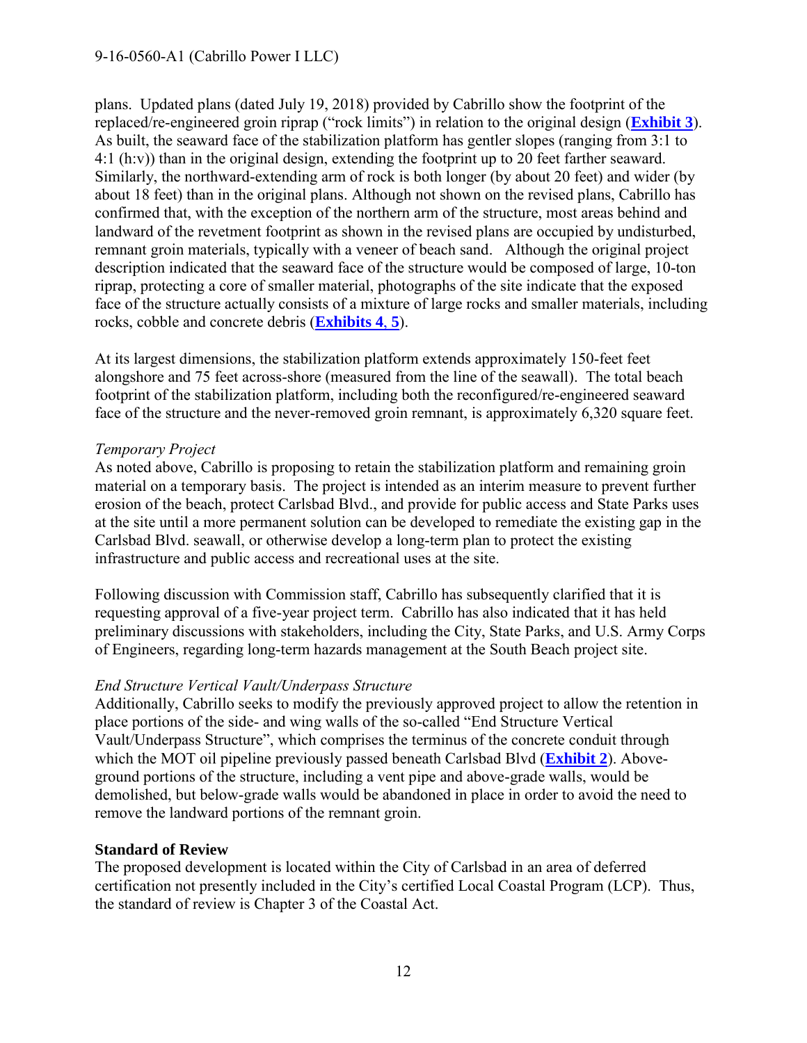plans. Updated plans (dated July 19, 2018) provided by Cabrillo show the footprint of the replaced/re-engineered groin riprap ("rock limits") in relation to the original design (**Exhibit 3**). As built, the seaward face of the stabilization platform has gentler slopes (ranging from 3:1 to 4:1 (h:v)) than in the original design, extending the footprint up to 20 feet farther seaward. Similarly, the northward-extending arm of rock is both longer (by about 20 feet) and wider (by about 18 feet) than in the original plans. Although not shown on the revised plans, Cabrillo has confirmed that, with the exception of the northern arm of the structure, most areas behind and landward of the revetment footprint as shown in the revised plans are occupied by undisturbed, remnant groin materials, typically with a veneer of beach sand. Although the original project description indicated that the seaward face of the structure would be composed of large, 10-ton riprap, protecting a core of smaller material, photographs of the site indicate that the exposed face of the structure actually consists of a mixture of large rocks and smaller materials, including rocks, cobble and concrete debris (**Exhibits 4**, **5**).

At its largest dimensions, the stabilization platform extends approximately 150-feet feet alongshore and 75 feet across-shore (measured from the line of the seawall). The total beach footprint of the stabilization platform, including both the reconfigured/re-engineered seaward face of the structure and the never-removed groin remnant, is approximately 6,320 square feet.

*Temporary Project*

As noted above, Cabrillo is proposing to retain the stabilization platform and remaining groin material on a temporary basis. The project is intended as an interim measure to prevent further erosion of the beach, protect Carlsbad Blvd., and provide for public access and State Parks uses at the site until a more permanent solution can be developed to remediate the existing gap in the Carlsbad Blvd. seawall, or otherwise develop a long-term plan to protect the existing infrastructure and public access and recreational uses at the site.

Following discussion with Commission staff, Cabrillo has subsequently clarified that it is requesting approval of a five-year project term. Cabrillo has also indicated that it has held preliminary discussions with stakeholders, including the City, State Parks, and U.S. Army Corps of Engineers, regarding long-term hazards management at the South Beach project site.

*End Structure Vertical Vault/Underpass Structure*

Additionally, Cabrillo seeks to modify the previously approved project to allow the retention in place portions of the side- and wing walls of the so-called "End Structure Vertical Vault/Underpass Structure", which comprises the terminus of the concrete conduit through which the MOT oil pipeline previously passed beneath Carlsbad Blvd (**Exhibit 2**). Above-ground portions of the structure, including a vent pipe and above-grade walls, would be demolished, but below-grade walls would be abandoned in place in order to avoid the need to remove the landward portions of the remnant groin.

**Standard of Review**

The proposed development is located within the City of Carlsbad in an area of deferred certification not presently included in the City's certified Local Coastal Program (LCP). Thus, the standard of review is Chapter 3 of the Coastal Act.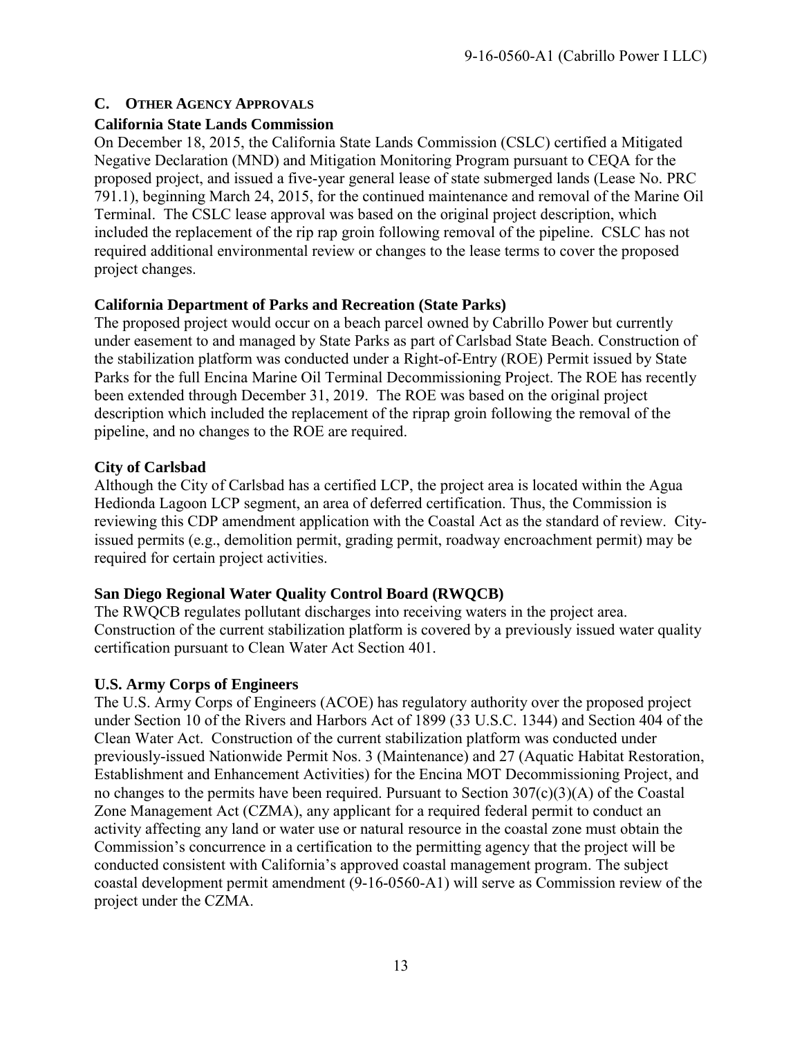## C. OTHER AGENCY APPROVALS

### California State Lands Commission

On December 18, 2015, the California State Lands Commission (CSLC) certified a Mitigated Negative Declaration (MND) and Mitigation Monitoring Program pursuant to CEQA for the proposed project, and issued a five-year general lease of state submerged lands (Lease No. PRC 791.1), beginning March 24, 2015, for the continued maintenance and removal of the Marine Oil Terminal. The CSLC lease approval was based on the original project description, which included the replacement of the rip rap groin following removal of the pipeline. CSLC has not required additional environmental review or changes to the lease terms to cover the proposed project changes.

### California Department of Parks and Recreation (State Parks)

The proposed project would occur on a beach parcel owned by Cabrillo Power but currently under easement to and managed by State Parks as part of Carlsbad State Beach. Construction of the stabilization platform was conducted under a Right-of-Entry (ROE) Permit issued by State Parks for the full Encina Marine Oil Terminal Decommissioning Project. The ROE has recently been extended through December 31, 2019. The ROE was based on the original project description which included the replacement of the riprap groin following the removal of the pipeline, and no changes to the ROE are required.

### City of Carlsbad

Although the City of Carlsbad has a certified LCP, the project area is located within the Agua Hedionda Lagoon LCP segment, an area of deferred certification. Thus, the Commission is reviewing this CDP amendment application with the Coastal Act as the standard of review. City-issued permits (e.g., demolition permit, grading permit, roadway encroachment permit) may be required for certain project activities.

### San Diego Regional Water Quality Control Board (RWQCB)

The RWQCB regulates pollutant discharges into receiving waters in the project area. Construction of the current stabilization platform is covered by a previously issued water quality certification pursuant to Clean Water Act Section 401.

### U.S. Army Corps of Engineers

The U.S. Army Corps of Engineers (ACOE) has regulatory authority over the proposed project under Section 10 of the Rivers and Harbors Act of 1899 (33 U.S.C. 1344) and Section 404 of the Clean Water Act. Construction of the current stabilization platform was conducted under previously-issued Nationwide Permit Nos. 3 (Maintenance) and 27 (Aquatic Habitat Restoration, Establishment and Enhancement Activities) for the Encina MOT Decommissioning Project, and no changes to the permits have been required. Pursuant to Section 307(c)(3)(A) of the Coastal Zone Management Act (CZMA), any applicant for a required federal permit to conduct an activity affecting any land or water use or natural resource in the coastal zone must obtain the Commission's concurrence in a certification to the permitting agency that the project will be conducted consistent with California's approved coastal management program. The subject coastal development permit amendment (9-16-0560-A1) will serve as Commission review of the project under the CZMA.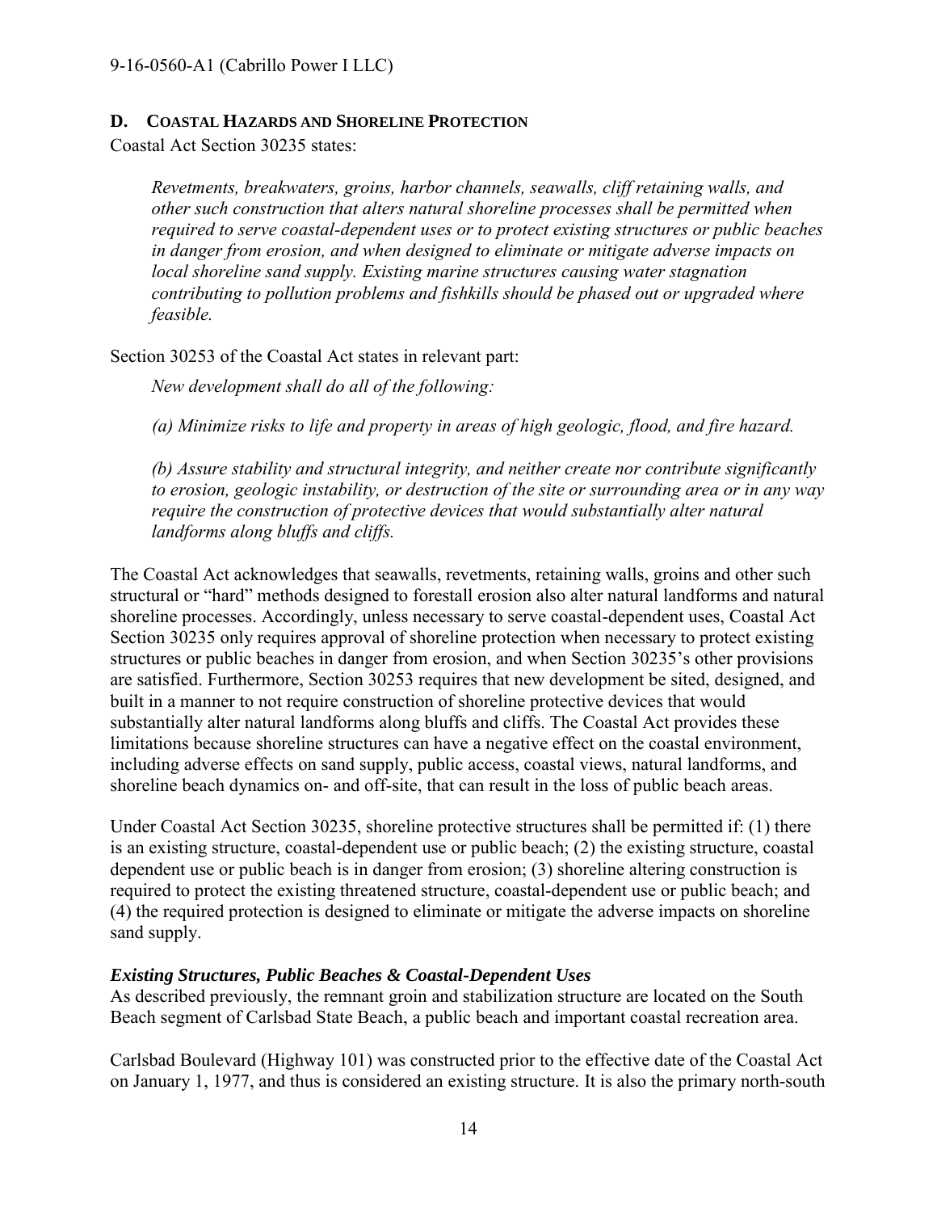## D. COASTAL HAZARDS AND SHORELINE PROTECTION

Coastal Act Section 30235 states:

> *Revetments, breakwaters, groins, harbor channels, seawalls, cliff retaining walls, and other such construction that alters natural shoreline processes shall be permitted when required to serve coastal-dependent uses or to protect existing structures or public beaches in danger from erosion, and when designed to eliminate or mitigate adverse impacts on local shoreline sand supply. Existing marine structures causing water stagnation contributing to pollution problems and fishkills should be phased out or upgraded where feasible.*

Section 30253 of the Coastal Act states in relevant part:

> *New development shall do all of the following:*
>
> *(a) Minimize risks to life and property in areas of high geologic, flood, and fire hazard.*
>
> *(b) Assure stability and structural integrity, and neither create nor contribute significantly to erosion, geologic instability, or destruction of the site or surrounding area or in any way require the construction of protective devices that would substantially alter natural landforms along bluffs and cliffs.*

The Coastal Act acknowledges that seawalls, revetments, retaining walls, groins and other such structural or "hard" methods designed to forestall erosion also alter natural landforms and natural shoreline processes. Accordingly, unless necessary to serve coastal-dependent uses, Coastal Act Section 30235 only requires approval of shoreline protection when necessary to protect existing structures or public beaches in danger from erosion, and when Section 30235's other provisions are satisfied. Furthermore, Section 30253 requires that new development be sited, designed, and built in a manner to not require construction of shoreline protective devices that would substantially alter natural landforms along bluffs and cliffs. The Coastal Act provides these limitations because shoreline structures can have a negative effect on the coastal environment, including adverse effects on sand supply, public access, coastal views, natural landforms, and shoreline beach dynamics on- and off-site, that can result in the loss of public beach areas.

Under Coastal Act Section 30235, shoreline protective structures shall be permitted if: (1) there is an existing structure, coastal-dependent use or public beach; (2) the existing structure, coastal dependent use or public beach is in danger from erosion; (3) shoreline altering construction is required to protect the existing threatened structure, coastal-dependent use or public beach; and (4) the required protection is designed to eliminate or mitigate the adverse impacts on shoreline sand supply.

### *Existing Structures, Public Beaches & Coastal-Dependent Uses*

As described previously, the remnant groin and stabilization structure are located on the South Beach segment of Carlsbad State Beach, a public beach and important coastal recreation area.

Carlsbad Boulevard (Highway 101) was constructed prior to the effective date of the Coastal Act on January 1, 1977, and thus is considered an existing structure. It is also the primary north-south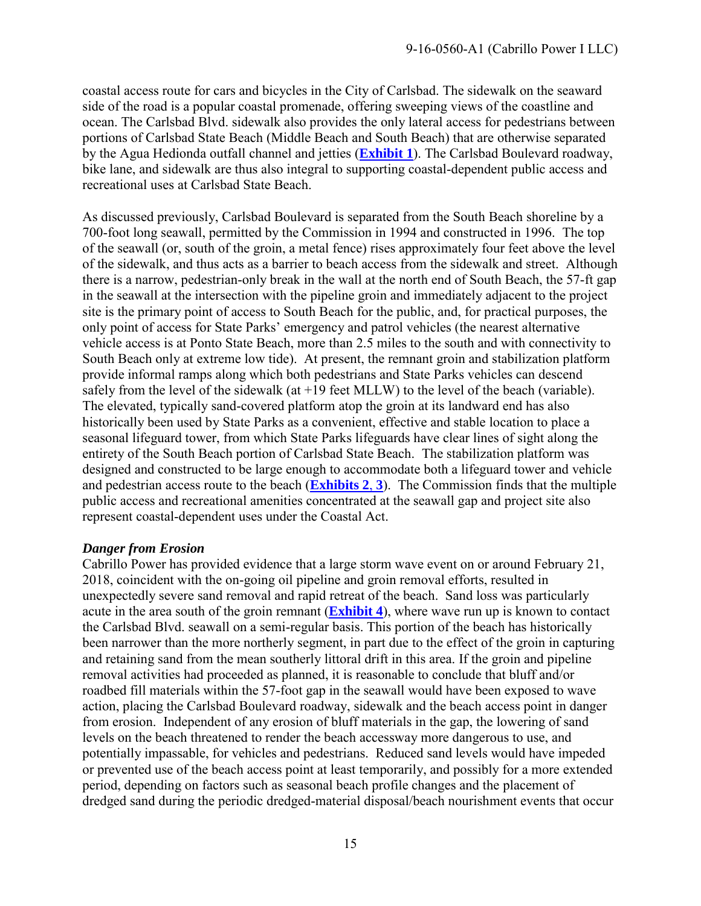coastal access route for cars and bicycles in the City of Carlsbad. The sidewalk on the seaward side of the road is a popular coastal promenade, offering sweeping views of the coastline and ocean. The Carlsbad Blvd. sidewalk also provides the only lateral access for pedestrians between portions of Carlsbad State Beach (Middle Beach and South Beach) that are otherwise separated by the Agua Hedionda outfall channel and jetties (**Exhibit 1**). The Carlsbad Boulevard roadway, bike lane, and sidewalk are thus also integral to supporting coastal-dependent public access and recreational uses at Carlsbad State Beach.

As discussed previously, Carlsbad Boulevard is separated from the South Beach shoreline by a 700-foot long seawall, permitted by the Commission in 1994 and constructed in 1996. The top of the seawall (or, south of the groin, a metal fence) rises approximately four feet above the level of the sidewalk, and thus acts as a barrier to beach access from the sidewalk and street. Although there is a narrow, pedestrian-only break in the wall at the north end of South Beach, the 57-ft gap in the seawall at the intersection with the pipeline groin and immediately adjacent to the project site is the primary point of access to South Beach for the public, and, for practical purposes, the only point of access for State Parks' emergency and patrol vehicles (the nearest alternative vehicle access is at Ponto State Beach, more than 2.5 miles to the south and with connectivity to South Beach only at extreme low tide). At present, the remnant groin and stabilization platform provide informal ramps along which both pedestrians and State Parks vehicles can descend safely from the level of the sidewalk (at +19 feet MLLW) to the level of the beach (variable). The elevated, typically sand-covered platform atop the groin at its landward end has also historically been used by State Parks as a convenient, effective and stable location to place a seasonal lifeguard tower, from which State Parks lifeguards have clear lines of sight along the entirety of the South Beach portion of Carlsbad State Beach. The stabilization platform was designed and constructed to be large enough to accommodate both a lifeguard tower and vehicle and pedestrian access route to the beach (**Exhibits 2, 3**). The Commission finds that the multiple public access and recreational amenities concentrated at the seawall gap and project site also represent coastal-dependent uses under the Coastal Act.

***Danger from Erosion***

Cabrillo Power has provided evidence that a large storm wave event on or around February 21, 2018, coincident with the on-going oil pipeline and groin removal efforts, resulted in unexpectedly severe sand removal and rapid retreat of the beach. Sand loss was particularly acute in the area south of the groin remnant (**Exhibit 4**), where wave run up is known to contact the Carlsbad Blvd. seawall on a semi-regular basis. This portion of the beach has historically been narrower than the more northerly segment, in part due to the effect of the groin in capturing and retaining sand from the mean southerly littoral drift in this area. If the groin and pipeline removal activities had proceeded as planned, it is reasonable to conclude that bluff and/or roadbed fill materials within the 57-foot gap in the seawall would have been exposed to wave action, placing the Carlsbad Boulevard roadway, sidewalk and the beach access point in danger from erosion. Independent of any erosion of bluff materials in the gap, the lowering of sand levels on the beach threatened to render the beach accessway more dangerous to use, and potentially impassable, for vehicles and pedestrians. Reduced sand levels would have impeded or prevented use of the beach access point at least temporarily, and possibly for a more extended period, depending on factors such as seasonal beach profile changes and the placement of dredged sand during the periodic dredged-material disposal/beach nourishment events that occur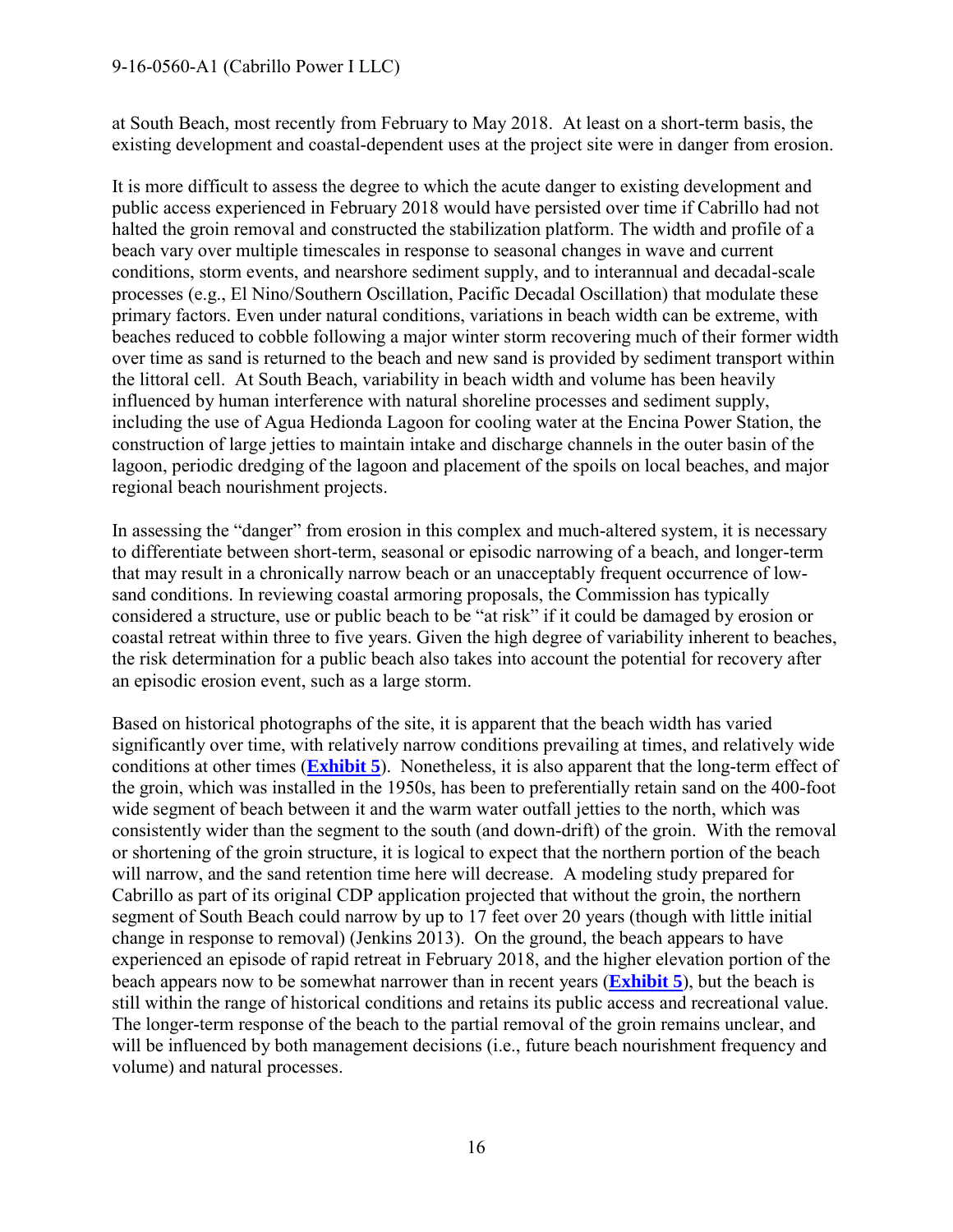at South Beach, most recently from February to May 2018. At least on a short-term basis, the existing development and coastal-dependent uses at the project site were in danger from erosion.

It is more difficult to assess the degree to which the acute danger to existing development and public access experienced in February 2018 would have persisted over time if Cabrillo had not halted the groin removal and constructed the stabilization platform. The width and profile of a beach vary over multiple timescales in response to seasonal changes in wave and current conditions, storm events, and nearshore sediment supply, and to interannual and decadal-scale processes (e.g., El Nino/Southern Oscillation, Pacific Decadal Oscillation) that modulate these primary factors. Even under natural conditions, variations in beach width can be extreme, with beaches reduced to cobble following a major winter storm recovering much of their former width over time as sand is returned to the beach and new sand is provided by sediment transport within the littoral cell. At South Beach, variability in beach width and volume has been heavily influenced by human interference with natural shoreline processes and sediment supply, including the use of Agua Hedionda Lagoon for cooling water at the Encina Power Station, the construction of large jetties to maintain intake and discharge channels in the outer basin of the lagoon, periodic dredging of the lagoon and placement of the spoils on local beaches, and major regional beach nourishment projects.

In assessing the "danger" from erosion in this complex and much-altered system, it is necessary to differentiate between short-term, seasonal or episodic narrowing of a beach, and longer-term that may result in a chronically narrow beach or an unacceptably frequent occurrence of low-sand conditions. In reviewing coastal armoring proposals, the Commission has typically considered a structure, use or public beach to be "at risk" if it could be damaged by erosion or coastal retreat within three to five years. Given the high degree of variability inherent to beaches, the risk determination for a public beach also takes into account the potential for recovery after an episodic erosion event, such as a large storm.

Based on historical photographs of the site, it is apparent that the beach width has varied significantly over time, with relatively narrow conditions prevailing at times, and relatively wide conditions at other times (**Exhibit 5**). Nonetheless, it is also apparent that the long-term effect of the groin, which was installed in the 1950s, has been to preferentially retain sand on the 400-foot wide segment of beach between it and the warm water outfall jetties to the north, which was consistently wider than the segment to the south (and down-drift) of the groin. With the removal or shortening of the groin structure, it is logical to expect that the northern portion of the beach will narrow, and the sand retention time here will decrease. A modeling study prepared for Cabrillo as part of its original CDP application projected that without the groin, the northern segment of South Beach could narrow by up to 17 feet over 20 years (though with little initial change in response to removal) (Jenkins 2013). On the ground, the beach appears to have experienced an episode of rapid retreat in February 2018, and the higher elevation portion of the beach appears now to be somewhat narrower than in recent years (**Exhibit 5**), but the beach is still within the range of historical conditions and retains its public access and recreational value. The longer-term response of the beach to the partial removal of the groin remains unclear, and will be influenced by both management decisions (i.e., future beach nourishment frequency and volume) and natural processes.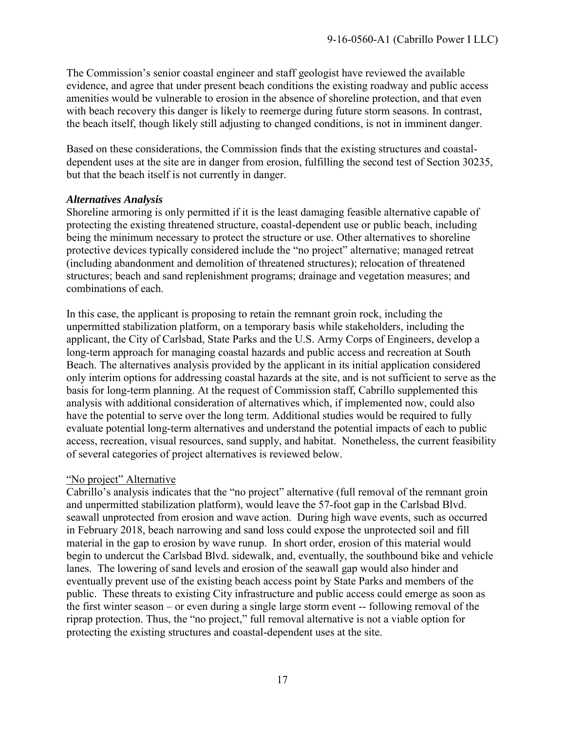The Commission's senior coastal engineer and staff geologist have reviewed the available evidence, and agree that under present beach conditions the existing roadway and public access amenities would be vulnerable to erosion in the absence of shoreline protection, and that even with beach recovery this danger is likely to reemerge during future storm seasons. In contrast, the beach itself, though likely still adjusting to changed conditions, is not in imminent danger.

Based on these considerations, the Commission finds that the existing structures and coastal-dependent uses at the site are in danger from erosion, fulfilling the second test of Section 30235, but that the beach itself is not currently in danger.

***Alternatives Analysis***

Shoreline armoring is only permitted if it is the least damaging feasible alternative capable of protecting the existing threatened structure, coastal-dependent use or public beach, including being the minimum necessary to protect the structure or use. Other alternatives to shoreline protective devices typically considered include the "no project" alternative; managed retreat (including abandonment and demolition of threatened structures); relocation of threatened structures; beach and sand replenishment programs; drainage and vegetation measures; and combinations of each.

In this case, the applicant is proposing to retain the remnant groin rock, including the unpermitted stabilization platform, on a temporary basis while stakeholders, including the applicant, the City of Carlsbad, State Parks and the U.S. Army Corps of Engineers, develop a long-term approach for managing coastal hazards and public access and recreation at South Beach. The alternatives analysis provided by the applicant in its initial application considered only interim options for addressing coastal hazards at the site, and is not sufficient to serve as the basis for long-term planning. At the request of Commission staff, Cabrillo supplemented this analysis with additional consideration of alternatives which, if implemented now, could also have the potential to serve over the long term. Additional studies would be required to fully evaluate potential long-term alternatives and understand the potential impacts of each to public access, recreation, visual resources, sand supply, and habitat. Nonetheless, the current feasibility of several categories of project alternatives is reviewed below.

"No project" Alternative

Cabrillo's analysis indicates that the "no project" alternative (full removal of the remnant groin and unpermitted stabilization platform), would leave the 57-foot gap in the Carlsbad Blvd. seawall unprotected from erosion and wave action. During high wave events, such as occurred in February 2018, beach narrowing and sand loss could expose the unprotected soil and fill material in the gap to erosion by wave runup. In short order, erosion of this material would begin to undercut the Carlsbad Blvd. sidewalk, and, eventually, the southbound bike and vehicle lanes. The lowering of sand levels and erosion of the seawall gap would also hinder and eventually prevent use of the existing beach access point by State Parks and members of the public. These threats to existing City infrastructure and public access could emerge as soon as the first winter season – or even during a single large storm event -- following removal of the riprap protection. Thus, the "no project," full removal alternative is not a viable option for protecting the existing structures and coastal-dependent uses at the site.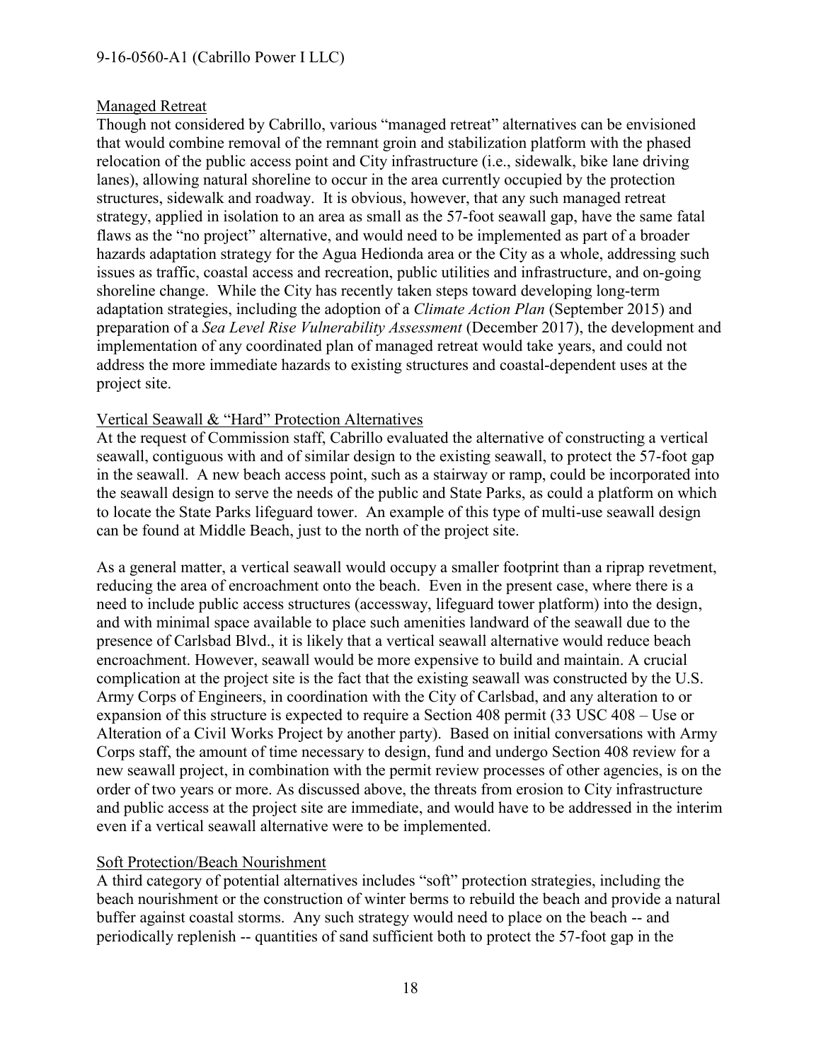Managed Retreat

Though not considered by Cabrillo, various "managed retreat" alternatives can be envisioned that would combine removal of the remnant groin and stabilization platform with the phased relocation of the public access point and City infrastructure (i.e., sidewalk, bike lane driving lanes), allowing natural shoreline to occur in the area currently occupied by the protection structures, sidewalk and roadway. It is obvious, however, that any such managed retreat strategy, applied in isolation to an area as small as the 57-foot seawall gap, have the same fatal flaws as the "no project" alternative, and would need to be implemented as part of a broader hazards adaptation strategy for the Agua Hedionda area or the City as a whole, addressing such issues as traffic, coastal access and recreation, public utilities and infrastructure, and on-going shoreline change. While the City has recently taken steps toward developing long-term adaptation strategies, including the adoption of a *Climate Action Plan* (September 2015) and preparation of a *Sea Level Rise Vulnerability Assessment* (December 2017), the development and implementation of any coordinated plan of managed retreat would take years, and could not address the more immediate hazards to existing structures and coastal-dependent uses at the project site.

Vertical Seawall & "Hard" Protection Alternatives

At the request of Commission staff, Cabrillo evaluated the alternative of constructing a vertical seawall, contiguous with and of similar design to the existing seawall, to protect the 57-foot gap in the seawall. A new beach access point, such as a stairway or ramp, could be incorporated into the seawall design to serve the needs of the public and State Parks, as could a platform on which to locate the State Parks lifeguard tower. An example of this type of multi-use seawall design can be found at Middle Beach, just to the north of the project site.

As a general matter, a vertical seawall would occupy a smaller footprint than a riprap revetment, reducing the area of encroachment onto the beach. Even in the present case, where there is a need to include public access structures (accessway, lifeguard tower platform) into the design, and with minimal space available to place such amenities landward of the seawall due to the presence of Carlsbad Blvd., it is likely that a vertical seawall alternative would reduce beach encroachment. However, seawall would be more expensive to build and maintain. A crucial complication at the project site is the fact that the existing seawall was constructed by the U.S. Army Corps of Engineers, in coordination with the City of Carlsbad, and any alteration to or expansion of this structure is expected to require a Section 408 permit (33 USC 408 – Use or Alteration of a Civil Works Project by another party). Based on initial conversations with Army Corps staff, the amount of time necessary to design, fund and undergo Section 408 review for a new seawall project, in combination with the permit review processes of other agencies, is on the order of two years or more. As discussed above, the threats from erosion to City infrastructure and public access at the project site are immediate, and would have to be addressed in the interim even if a vertical seawall alternative were to be implemented.

Soft Protection/Beach Nourishment

A third category of potential alternatives includes "soft" protection strategies, including the beach nourishment or the construction of winter berms to rebuild the beach and provide a natural buffer against coastal storms. Any such strategy would need to place on the beach -- and periodically replenish -- quantities of sand sufficient both to protect the 57-foot gap in the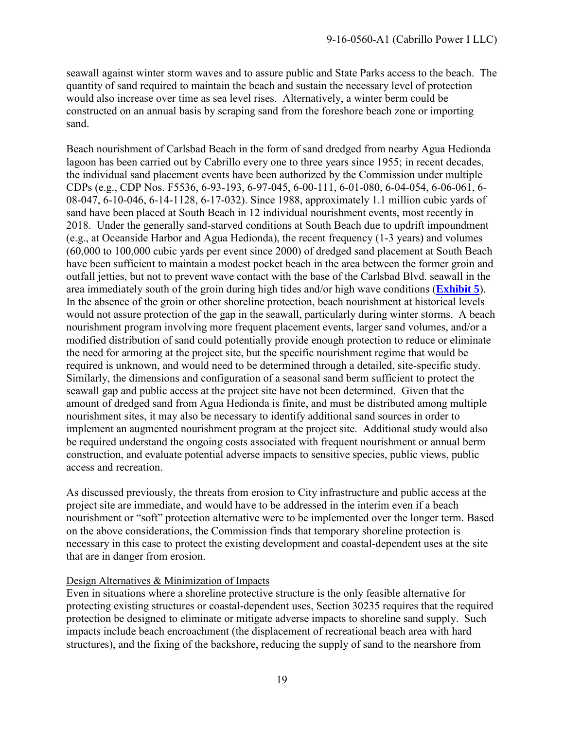seawall against winter storm waves and to assure public and State Parks access to the beach. The quantity of sand required to maintain the beach and sustain the necessary level of protection would also increase over time as sea level rises. Alternatively, a winter berm could be constructed on an annual basis by scraping sand from the foreshore beach zone or importing sand.

Beach nourishment of Carlsbad Beach in the form of sand dredged from nearby Agua Hedionda lagoon has been carried out by Cabrillo every one to three years since 1955; in recent decades, the individual sand placement events have been authorized by the Commission under multiple CDPs (e.g., CDP Nos. F5536, 6-93-193, 6-97-045, 6-00-111, 6-01-080, 6-04-054, 6-06-061, 6-08-047, 6-10-046, 6-14-1128, 6-17-032). Since 1988, approximately 1.1 million cubic yards of sand have been placed at South Beach in 12 individual nourishment events, most recently in 2018. Under the generally sand-starved conditions at South Beach due to updrift impoundment (e.g., at Oceanside Harbor and Agua Hedionda), the recent frequency (1-3 years) and volumes (60,000 to 100,000 cubic yards per event since 2000) of dredged sand placement at South Beach have been sufficient to maintain a modest pocket beach in the area between the former groin and outfall jetties, but not to prevent wave contact with the base of the Carlsbad Blvd. seawall in the area immediately south of the groin during high tides and/or high wave conditions (**Exhibit 5**). In the absence of the groin or other shoreline protection, beach nourishment at historical levels would not assure protection of the gap in the seawall, particularly during winter storms. A beach nourishment program involving more frequent placement events, larger sand volumes, and/or a modified distribution of sand could potentially provide enough protection to reduce or eliminate the need for armoring at the project site, but the specific nourishment regime that would be required is unknown, and would need to be determined through a detailed, site-specific study. Similarly, the dimensions and configuration of a seasonal sand berm sufficient to protect the seawall gap and public access at the project site have not been determined. Given that the amount of dredged sand from Agua Hedionda is finite, and must be distributed among multiple nourishment sites, it may also be necessary to identify additional sand sources in order to implement an augmented nourishment program at the project site. Additional study would also be required understand the ongoing costs associated with frequent nourishment or annual berm construction, and evaluate potential adverse impacts to sensitive species, public views, public access and recreation.

As discussed previously, the threats from erosion to City infrastructure and public access at the project site are immediate, and would have to be addressed in the interim even if a beach nourishment or "soft" protection alternative were to be implemented over the longer term. Based on the above considerations, the Commission finds that temporary shoreline protection is necessary in this case to protect the existing development and coastal-dependent uses at the site that are in danger from erosion.

Design Alternatives & Minimization of Impacts

Even in situations where a shoreline protective structure is the only feasible alternative for protecting existing structures or coastal-dependent uses, Section 30235 requires that the required protection be designed to eliminate or mitigate adverse impacts to shoreline sand supply. Such impacts include beach encroachment (the displacement of recreational beach area with hard structures), and the fixing of the backshore, reducing the supply of sand to the nearshore from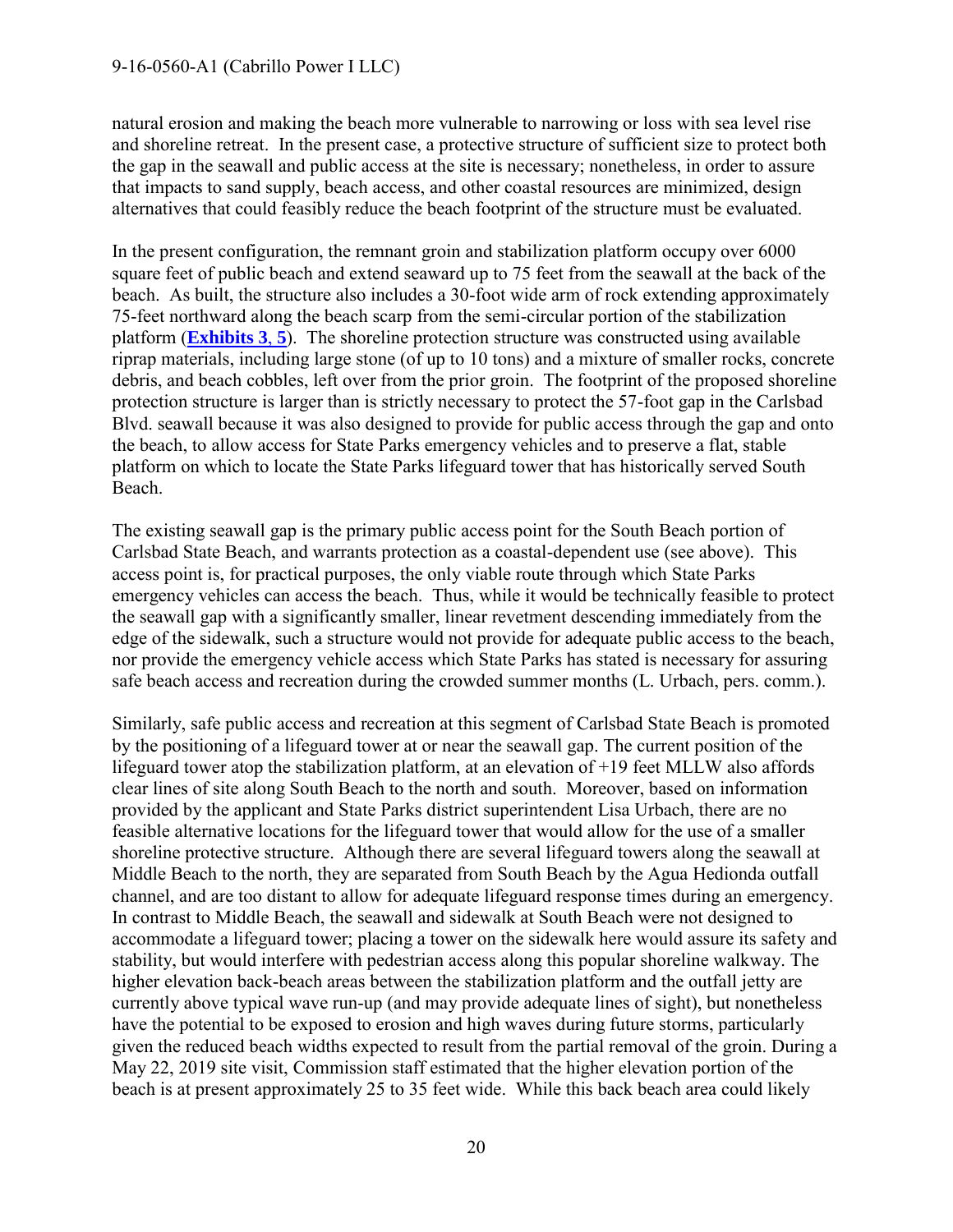natural erosion and making the beach more vulnerable to narrowing or loss with sea level rise and shoreline retreat. In the present case, a protective structure of sufficient size to protect both the gap in the seawall and public access at the site is necessary; nonetheless, in order to assure that impacts to sand supply, beach access, and other coastal resources are minimized, design alternatives that could feasibly reduce the beach footprint of the structure must be evaluated.

In the present configuration, the remnant groin and stabilization platform occupy over 6000 square feet of public beach and extend seaward up to 75 feet from the seawall at the back of the beach. As built, the structure also includes a 30-foot wide arm of rock extending approximately 75-feet northward along the beach scarp from the semi-circular portion of the stabilization platform (**Exhibits 3, 5**). The shoreline protection structure was constructed using available riprap materials, including large stone (of up to 10 tons) and a mixture of smaller rocks, concrete debris, and beach cobbles, left over from the prior groin. The footprint of the proposed shoreline protection structure is larger than is strictly necessary to protect the 57-foot gap in the Carlsbad Blvd. seawall because it was also designed to provide for public access through the gap and onto the beach, to allow access for State Parks emergency vehicles and to preserve a flat, stable platform on which to locate the State Parks lifeguard tower that has historically served South Beach.

The existing seawall gap is the primary public access point for the South Beach portion of Carlsbad State Beach, and warrants protection as a coastal-dependent use (see above). This access point is, for practical purposes, the only viable route through which State Parks emergency vehicles can access the beach. Thus, while it would be technically feasible to protect the seawall gap with a significantly smaller, linear revetment descending immediately from the edge of the sidewalk, such a structure would not provide for adequate public access to the beach, nor provide the emergency vehicle access which State Parks has stated is necessary for assuring safe beach access and recreation during the crowded summer months (L. Urbach, pers. comm.).

Similarly, safe public access and recreation at this segment of Carlsbad State Beach is promoted by the positioning of a lifeguard tower at or near the seawall gap. The current position of the lifeguard tower atop the stabilization platform, at an elevation of +19 feet MLLW also affords clear lines of site along South Beach to the north and south. Moreover, based on information provided by the applicant and State Parks district superintendent Lisa Urbach, there are no feasible alternative locations for the lifeguard tower that would allow for the use of a smaller shoreline protective structure. Although there are several lifeguard towers along the seawall at Middle Beach to the north, they are separated from South Beach by the Agua Hedionda outfall channel, and are too distant to allow for adequate lifeguard response times during an emergency. In contrast to Middle Beach, the seawall and sidewalk at South Beach were not designed to accommodate a lifeguard tower; placing a tower on the sidewalk here would assure its safety and stability, but would interfere with pedestrian access along this popular shoreline walkway. The higher elevation back-beach areas between the stabilization platform and the outfall jetty are currently above typical wave run-up (and may provide adequate lines of sight), but nonetheless have the potential to be exposed to erosion and high waves during future storms, particularly given the reduced beach widths expected to result from the partial removal of the groin. During a May 22, 2019 site visit, Commission staff estimated that the higher elevation portion of the beach is at present approximately 25 to 35 feet wide. While this back beach area could likely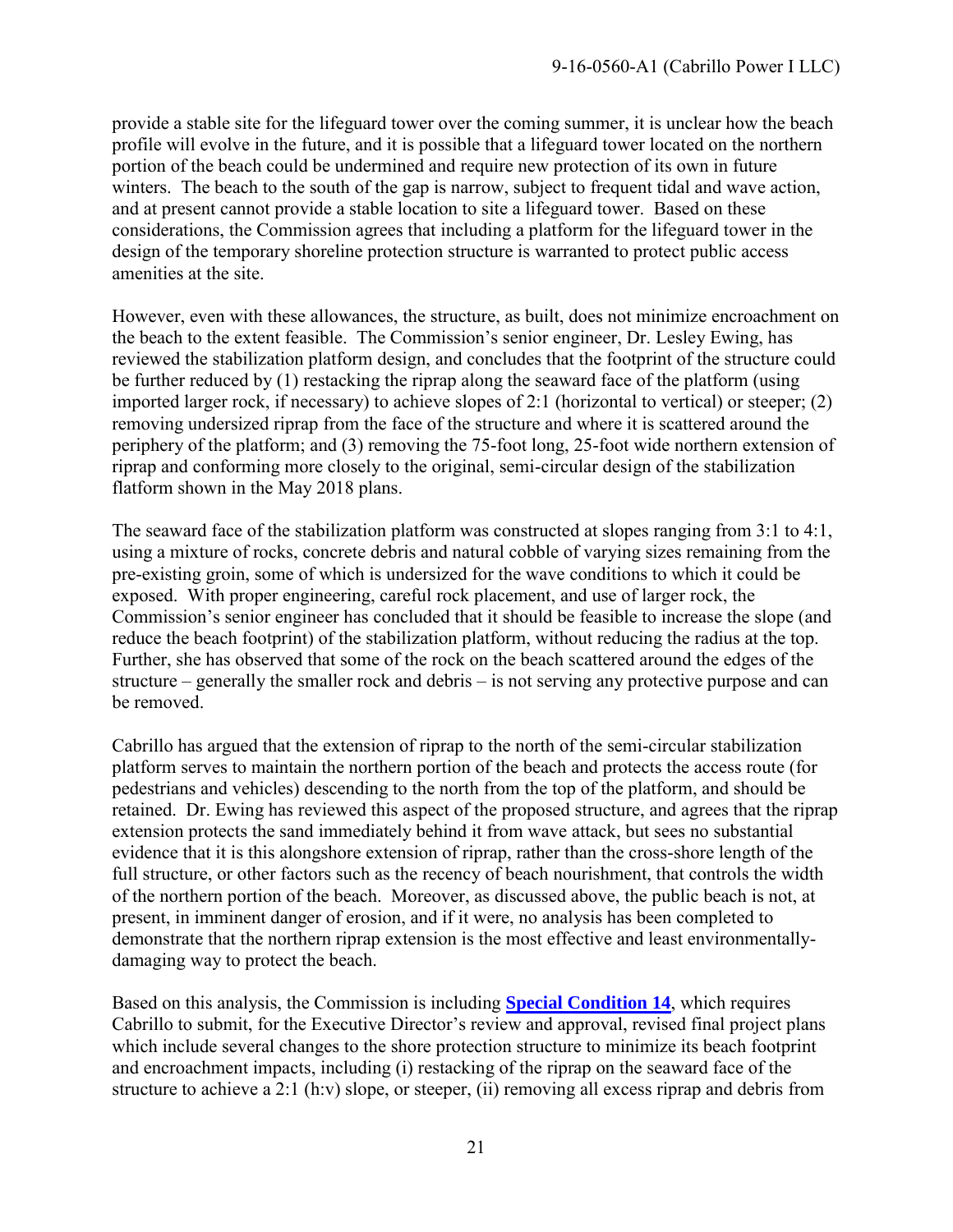provide a stable site for the lifeguard tower over the coming summer, it is unclear how the beach profile will evolve in the future, and it is possible that a lifeguard tower located on the northern portion of the beach could be undermined and require new protection of its own in future winters. The beach to the south of the gap is narrow, subject to frequent tidal and wave action, and at present cannot provide a stable location to site a lifeguard tower. Based on these considerations, the Commission agrees that including a platform for the lifeguard tower in the design of the temporary shoreline protection structure is warranted to protect public access amenities at the site.

However, even with these allowances, the structure, as built, does not minimize encroachment on the beach to the extent feasible. The Commission's senior engineer, Dr. Lesley Ewing, has reviewed the stabilization platform design, and concludes that the footprint of the structure could be further reduced by (1) restacking the riprap along the seaward face of the platform (using imported larger rock, if necessary) to achieve slopes of 2:1 (horizontal to vertical) or steeper; (2) removing undersized riprap from the face of the structure and where it is scattered around the periphery of the platform; and (3) removing the 75-foot long, 25-foot wide northern extension of riprap and conforming more closely to the original, semi-circular design of the stabilization flatform shown in the May 2018 plans.

The seaward face of the stabilization platform was constructed at slopes ranging from 3:1 to 4:1, using a mixture of rocks, concrete debris and natural cobble of varying sizes remaining from the pre-existing groin, some of which is undersized for the wave conditions to which it could be exposed. With proper engineering, careful rock placement, and use of larger rock, the Commission's senior engineer has concluded that it should be feasible to increase the slope (and reduce the beach footprint) of the stabilization platform, without reducing the radius at the top. Further, she has observed that some of the rock on the beach scattered around the edges of the structure – generally the smaller rock and debris – is not serving any protective purpose and can be removed.

Cabrillo has argued that the extension of riprap to the north of the semi-circular stabilization platform serves to maintain the northern portion of the beach and protects the access route (for pedestrians and vehicles) descending to the north from the top of the platform, and should be retained. Dr. Ewing has reviewed this aspect of the proposed structure, and agrees that the riprap extension protects the sand immediately behind it from wave attack, but sees no substantial evidence that it is this alongshore extension of riprap, rather than the cross-shore length of the full structure, or other factors such as the recency of beach nourishment, that controls the width of the northern portion of the beach. Moreover, as discussed above, the public beach is not, at present, in imminent danger of erosion, and if it were, no analysis has been completed to demonstrate that the northern riprap extension is the most effective and least environmentally-damaging way to protect the beach.

Based on this analysis, the Commission is including **Special Condition 14**, which requires Cabrillo to submit, for the Executive Director's review and approval, revised final project plans which include several changes to the shore protection structure to minimize its beach footprint and encroachment impacts, including (i) restacking of the riprap on the seaward face of the structure to achieve a 2:1 (h:v) slope, or steeper, (ii) removing all excess riprap and debris from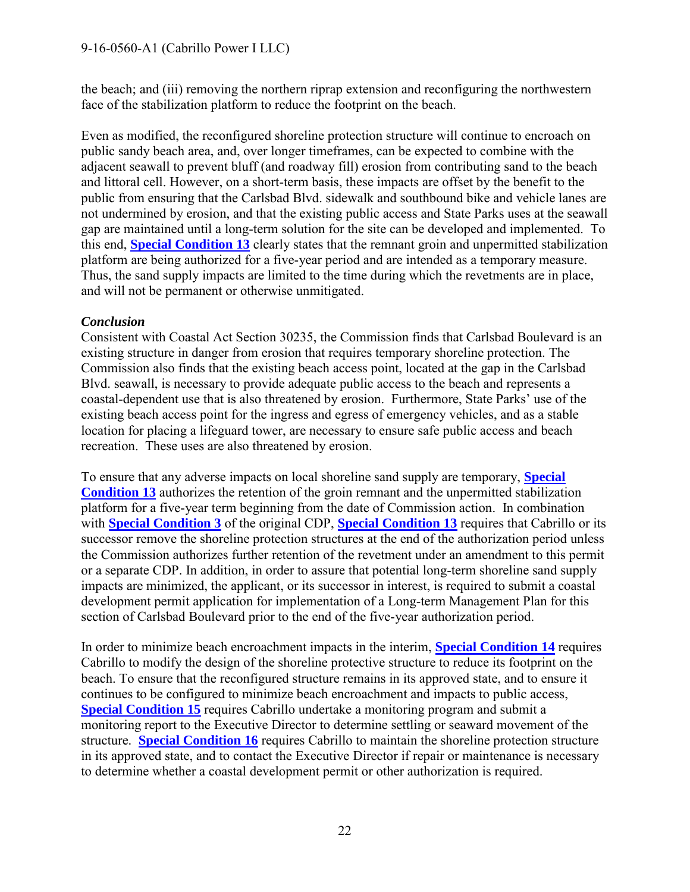the beach; and (iii) removing the northern riprap extension and reconfiguring the northwestern face of the stabilization platform to reduce the footprint on the beach.

Even as modified, the reconfigured shoreline protection structure will continue to encroach on public sandy beach area, and, over longer timeframes, can be expected to combine with the adjacent seawall to prevent bluff (and roadway fill) erosion from contributing sand to the beach and littoral cell. However, on a short-term basis, these impacts are offset by the benefit to the public from ensuring that the Carlsbad Blvd. sidewalk and southbound bike and vehicle lanes are not undermined by erosion, and that the existing public access and State Parks uses at the seawall gap are maintained until a long-term solution for the site can be developed and implemented. To this end, **Special Condition 13** clearly states that the remnant groin and unpermitted stabilization platform are being authorized for a five-year period and are intended as a temporary measure. Thus, the sand supply impacts are limited to the time during which the revetments are in place, and will not be permanent or otherwise unmitigated.

***Conclusion***

Consistent with Coastal Act Section 30235, the Commission finds that Carlsbad Boulevard is an existing structure in danger from erosion that requires temporary shoreline protection. The Commission also finds that the existing beach access point, located at the gap in the Carlsbad Blvd. seawall, is necessary to provide adequate public access to the beach and represents a coastal-dependent use that is also threatened by erosion. Furthermore, State Parks' use of the existing beach access point for the ingress and egress of emergency vehicles, and as a stable location for placing a lifeguard tower, are necessary to ensure safe public access and beach recreation. These uses are also threatened by erosion.

To ensure that any adverse impacts on local shoreline sand supply are temporary, **Special Condition 13** authorizes the retention of the groin remnant and the unpermitted stabilization platform for a five-year term beginning from the date of Commission action. In combination with **Special Condition 3** of the original CDP, **Special Condition 13** requires that Cabrillo or its successor remove the shoreline protection structures at the end of the authorization period unless the Commission authorizes further retention of the revetment under an amendment to this permit or a separate CDP. In addition, in order to assure that potential long-term shoreline sand supply impacts are minimized, the applicant, or its successor in interest, is required to submit a coastal development permit application for implementation of a Long-term Management Plan for this section of Carlsbad Boulevard prior to the end of the five-year authorization period.

In order to minimize beach encroachment impacts in the interim, **Special Condition 14** requires Cabrillo to modify the design of the shoreline protective structure to reduce its footprint on the beach. To ensure that the reconfigured structure remains in its approved state, and to ensure it continues to be configured to minimize beach encroachment and impacts to public access, **Special Condition 15** requires Cabrillo undertake a monitoring program and submit a monitoring report to the Executive Director to determine settling or seaward movement of the structure. **Special Condition 16** requires Cabrillo to maintain the shoreline protection structure in its approved state, and to contact the Executive Director if repair or maintenance is necessary to determine whether a coastal development permit or other authorization is required.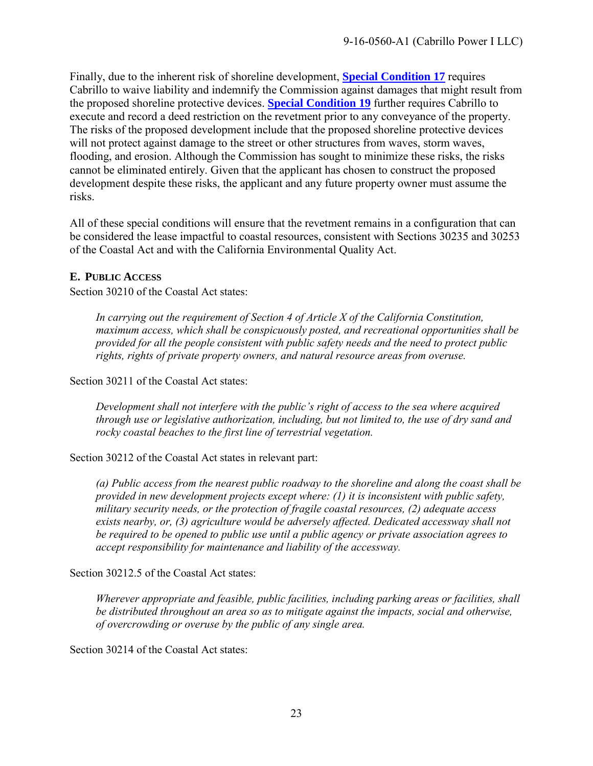Finally, due to the inherent risk of shoreline development, **Special Condition 17** requires Cabrillo to waive liability and indemnify the Commission against damages that might result from the proposed shoreline protective devices. **Special Condition 19** further requires Cabrillo to execute and record a deed restriction on the revetment prior to any conveyance of the property. The risks of the proposed development include that the proposed shoreline protective devices will not protect against damage to the street or other structures from waves, storm waves, flooding, and erosion. Although the Commission has sought to minimize these risks, the risks cannot be eliminated entirely. Given that the applicant has chosen to construct the proposed development despite these risks, the applicant and any future property owner must assume the risks.

All of these special conditions will ensure that the revetment remains in a configuration that can be considered the lease impactful to coastal resources, consistent with Sections 30235 and 30253 of the Coastal Act and with the California Environmental Quality Act.

### E. PUBLIC ACCESS

Section 30210 of the Coastal Act states:

> *In carrying out the requirement of Section 4 of Article X of the California Constitution, maximum access, which shall be conspicuously posted, and recreational opportunities shall be provided for all the people consistent with public safety needs and the need to protect public rights, rights of private property owners, and natural resource areas from overuse.*

Section 30211 of the Coastal Act states:

> *Development shall not interfere with the public's right of access to the sea where acquired through use or legislative authorization, including, but not limited to, the use of dry sand and rocky coastal beaches to the first line of terrestrial vegetation.*

Section 30212 of the Coastal Act states in relevant part:

> *(a) Public access from the nearest public roadway to the shoreline and along the coast shall be provided in new development projects except where: (1) it is inconsistent with public safety, military security needs, or the protection of fragile coastal resources, (2) adequate access exists nearby, or, (3) agriculture would be adversely affected. Dedicated accessway shall not be required to be opened to public use until a public agency or private association agrees to accept responsibility for maintenance and liability of the accessway.*

Section 30212.5 of the Coastal Act states:

> *Wherever appropriate and feasible, public facilities, including parking areas or facilities, shall be distributed throughout an area so as to mitigate against the impacts, social and otherwise, of overcrowding or overuse by the public of any single area.*

Section 30214 of the Coastal Act states: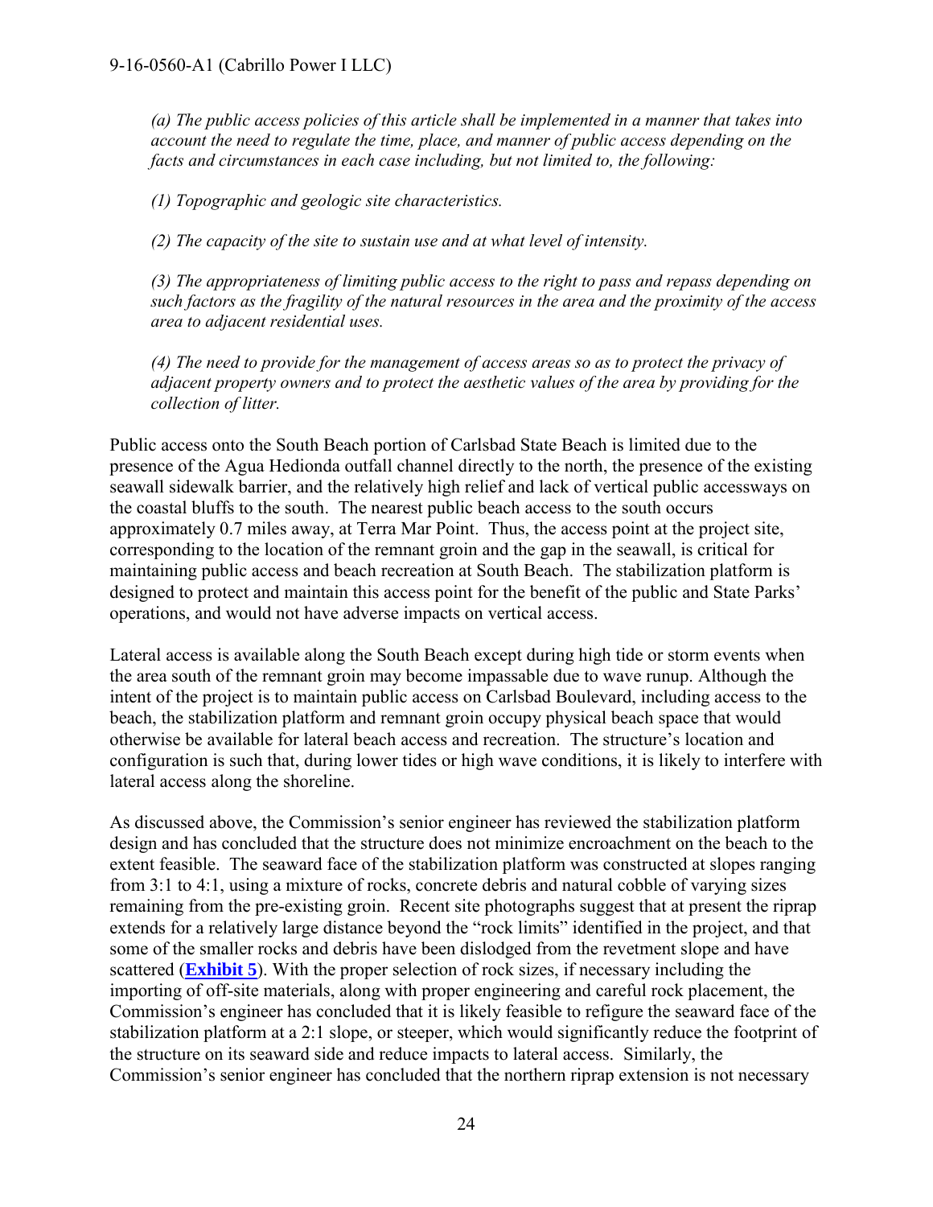*(a) The public access policies of this article shall be implemented in a manner that takes into account the need to regulate the time, place, and manner of public access depending on the facts and circumstances in each case including, but not limited to, the following:*

*(1) Topographic and geologic site characteristics.*

*(2) The capacity of the site to sustain use and at what level of intensity.*

*(3) The appropriateness of limiting public access to the right to pass and repass depending on such factors as the fragility of the natural resources in the area and the proximity of the access area to adjacent residential uses.*

*(4) The need to provide for the management of access areas so as to protect the privacy of adjacent property owners and to protect the aesthetic values of the area by providing for the collection of litter.*

Public access onto the South Beach portion of Carlsbad State Beach is limited due to the presence of the Agua Hedionda outfall channel directly to the north, the presence of the existing seawall sidewalk barrier, and the relatively high relief and lack of vertical public accessways on the coastal bluffs to the south. The nearest public beach access to the south occurs approximately 0.7 miles away, at Terra Mar Point. Thus, the access point at the project site, corresponding to the location of the remnant groin and the gap in the seawall, is critical for maintaining public access and beach recreation at South Beach. The stabilization platform is designed to protect and maintain this access point for the benefit of the public and State Parks' operations, and would not have adverse impacts on vertical access.

Lateral access is available along the South Beach except during high tide or storm events when the area south of the remnant groin may become impassable due to wave runup. Although the intent of the project is to maintain public access on Carlsbad Boulevard, including access to the beach, the stabilization platform and remnant groin occupy physical beach space that would otherwise be available for lateral beach access and recreation. The structure's location and configuration is such that, during lower tides or high wave conditions, it is likely to interfere with lateral access along the shoreline.

As discussed above, the Commission's senior engineer has reviewed the stabilization platform design and has concluded that the structure does not minimize encroachment on the beach to the extent feasible. The seaward face of the stabilization platform was constructed at slopes ranging from 3:1 to 4:1, using a mixture of rocks, concrete debris and natural cobble of varying sizes remaining from the pre-existing groin. Recent site photographs suggest that at present the riprap extends for a relatively large distance beyond the "rock limits" identified in the project, and that some of the smaller rocks and debris have been dislodged from the revetment slope and have scattered (**Exhibit 5**). With the proper selection of rock sizes, if necessary including the importing of off-site materials, along with proper engineering and careful rock placement, the Commission's engineer has concluded that it is likely feasible to refigure the seaward face of the stabilization platform at a 2:1 slope, or steeper, which would significantly reduce the footprint of the structure on its seaward side and reduce impacts to lateral access. Similarly, the Commission's senior engineer has concluded that the northern riprap extension is not necessary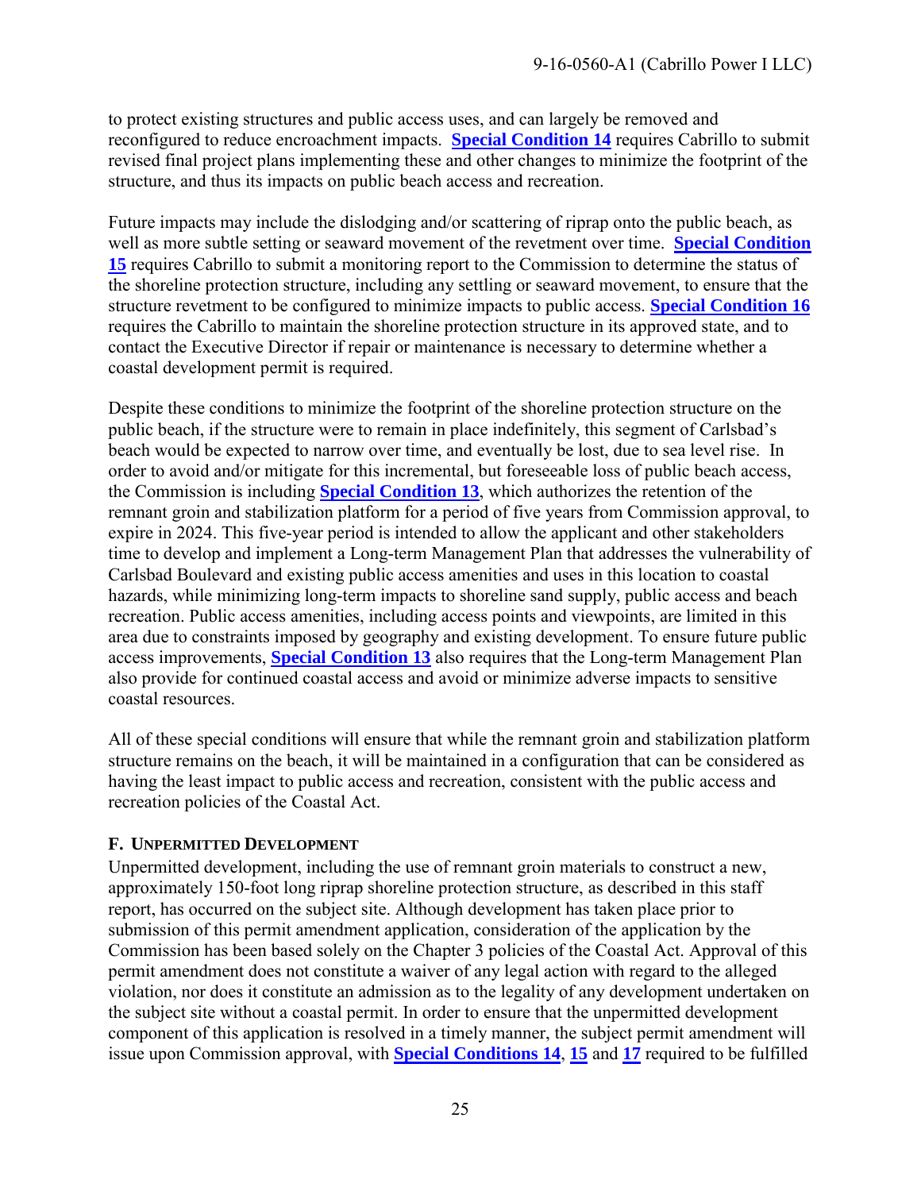to protect existing structures and public access uses, and can largely be removed and reconfigured to reduce encroachment impacts. **Special Condition 14** requires Cabrillo to submit revised final project plans implementing these and other changes to minimize the footprint of the structure, and thus its impacts on public beach access and recreation.

Future impacts may include the dislodging and/or scattering of riprap onto the public beach, as well as more subtle setting or seaward movement of the revetment over time. **Special Condition 15** requires Cabrillo to submit a monitoring report to the Commission to determine the status of the shoreline protection structure, including any settling or seaward movement, to ensure that the structure revetment to be configured to minimize impacts to public access. **Special Condition 16** requires the Cabrillo to maintain the shoreline protection structure in its approved state, and to contact the Executive Director if repair or maintenance is necessary to determine whether a coastal development permit is required.

Despite these conditions to minimize the footprint of the shoreline protection structure on the public beach, if the structure were to remain in place indefinitely, this segment of Carlsbad's beach would be expected to narrow over time, and eventually be lost, due to sea level rise. In order to avoid and/or mitigate for this incremental, but foreseeable loss of public beach access, the Commission is including **Special Condition 13**, which authorizes the retention of the remnant groin and stabilization platform for a period of five years from Commission approval, to expire in 2024. This five-year period is intended to allow the applicant and other stakeholders time to develop and implement a Long-term Management Plan that addresses the vulnerability of Carlsbad Boulevard and existing public access amenities and uses in this location to coastal hazards, while minimizing long-term impacts to shoreline sand supply, public access and beach recreation. Public access amenities, including access points and viewpoints, are limited in this area due to constraints imposed by geography and existing development. To ensure future public access improvements, **Special Condition 13** also requires that the Long-term Management Plan also provide for continued coastal access and avoid or minimize adverse impacts to sensitive coastal resources.

All of these special conditions will ensure that while the remnant groin and stabilization platform structure remains on the beach, it will be maintained in a configuration that can be considered as having the least impact to public access and recreation, consistent with the public access and recreation policies of the Coastal Act.

### F. UNPERMITTED DEVELOPMENT

Unpermitted development, including the use of remnant groin materials to construct a new, approximately 150-foot long riprap shoreline protection structure, as described in this staff report, has occurred on the subject site. Although development has taken place prior to submission of this permit amendment application, consideration of the application by the Commission has been based solely on the Chapter 3 policies of the Coastal Act. Approval of this permit amendment does not constitute a waiver of any legal action with regard to the alleged violation, nor does it constitute an admission as to the legality of any development undertaken on the subject site without a coastal permit. In order to ensure that the unpermitted development component of this application is resolved in a timely manner, the subject permit amendment will issue upon Commission approval, with **Special Conditions 14**, **15** and **17** required to be fulfilled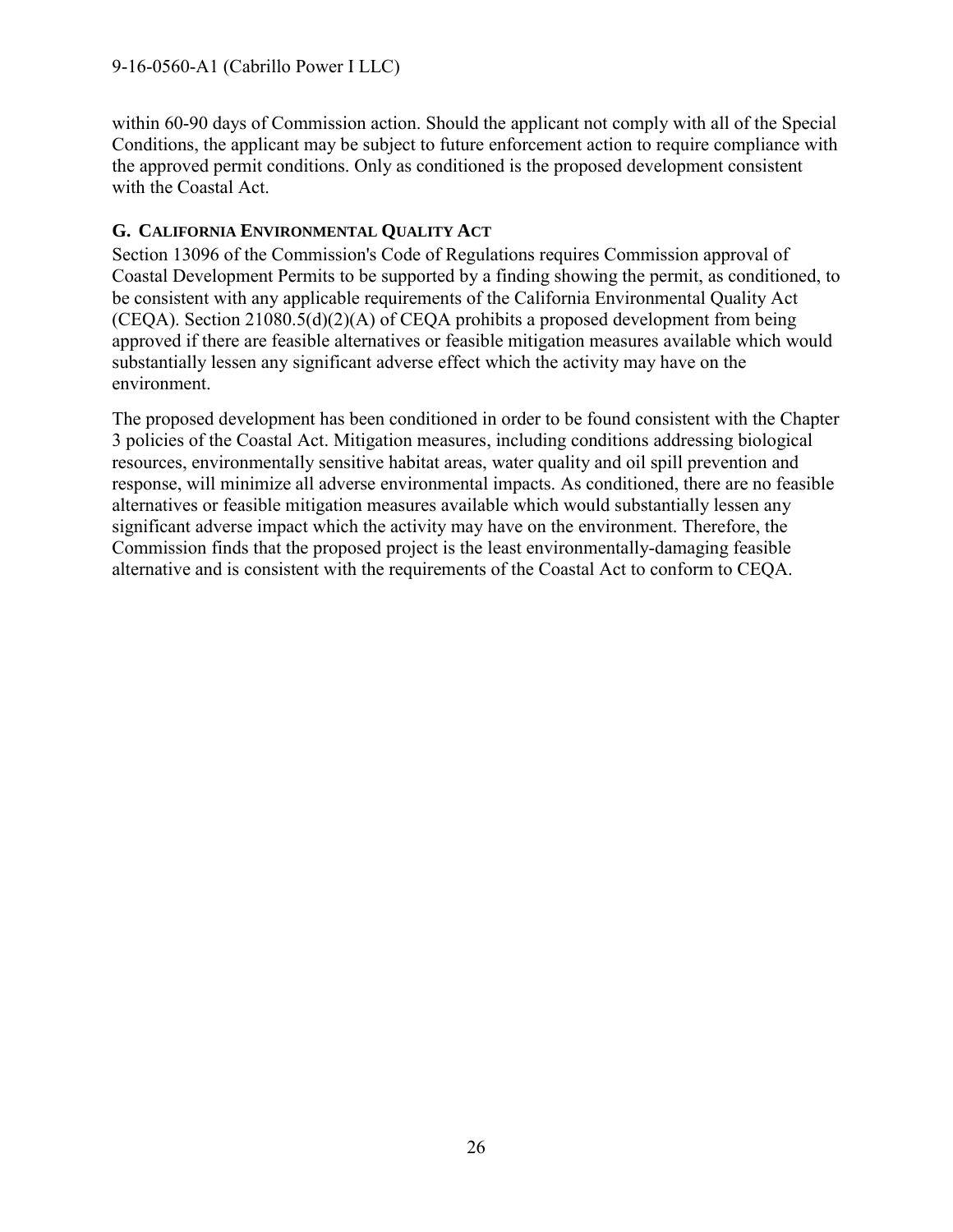within 60-90 days of Commission action. Should the applicant not comply with all of the Special Conditions, the applicant may be subject to future enforcement action to require compliance with the approved permit conditions. Only as conditioned is the proposed development consistent with the Coastal Act.

### G. California Environmental Quality Act

Section 13096 of the Commission's Code of Regulations requires Commission approval of Coastal Development Permits to be supported by a finding showing the permit, as conditioned, to be consistent with any applicable requirements of the California Environmental Quality Act (CEQA). Section 21080.5(d)(2)(A) of CEQA prohibits a proposed development from being approved if there are feasible alternatives or feasible mitigation measures available which would substantially lessen any significant adverse effect which the activity may have on the environment.

The proposed development has been conditioned in order to be found consistent with the Chapter 3 policies of the Coastal Act. Mitigation measures, including conditions addressing biological resources, environmentally sensitive habitat areas, water quality and oil spill prevention and response, will minimize all adverse environmental impacts. As conditioned, there are no feasible alternatives or feasible mitigation measures available which would substantially lessen any significant adverse impact which the activity may have on the environment. Therefore, the Commission finds that the proposed project is the least environmentally-damaging feasible alternative and is consistent with the requirements of the Coastal Act to conform to CEQA.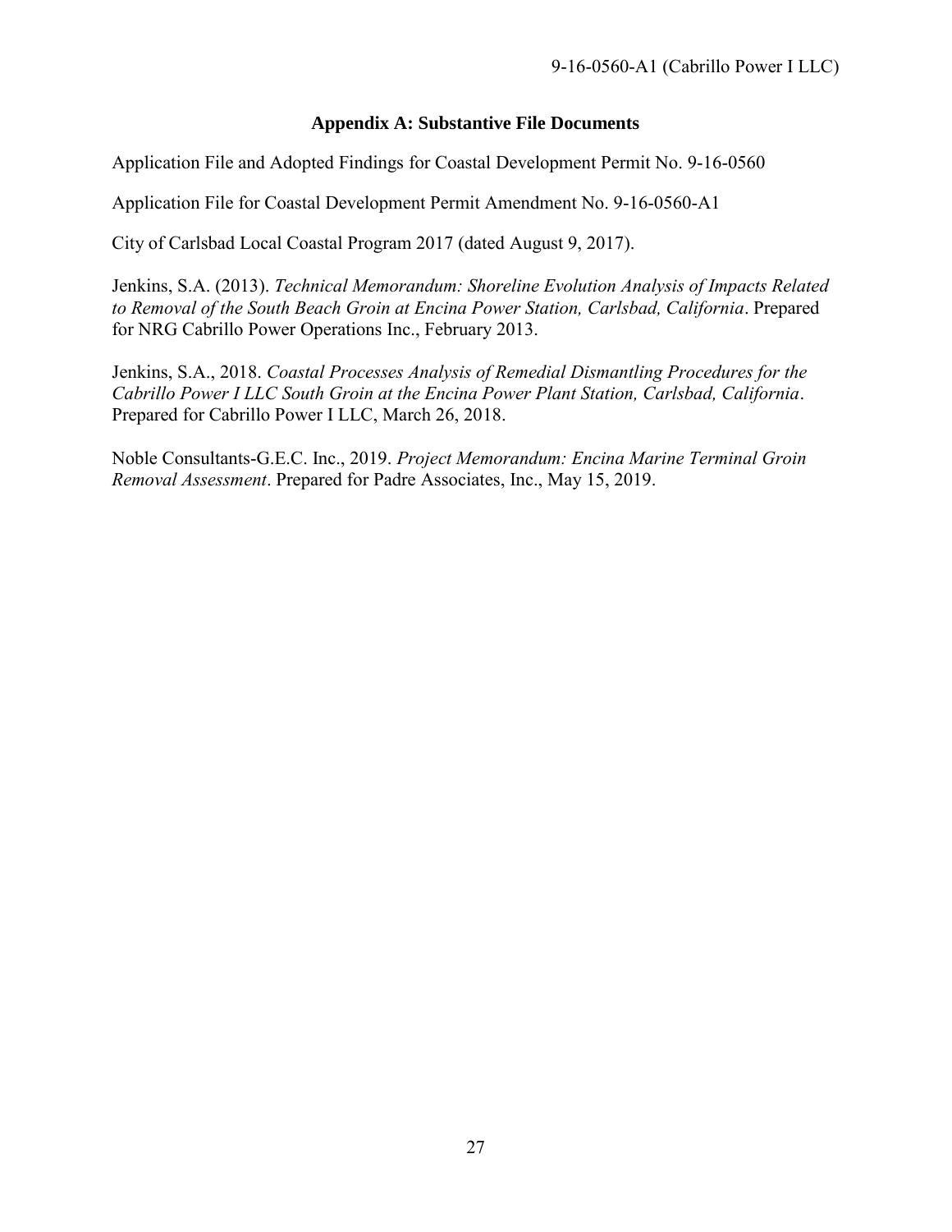## Appendix A: Substantive File Documents

Application File and Adopted Findings for Coastal Development Permit No. 9-16-0560

Application File for Coastal Development Permit Amendment No. 9-16-0560-A1

City of Carlsbad Local Coastal Program 2017 (dated August 9, 2017).

Jenkins, S.A. (2013). *Technical Memorandum: Shoreline Evolution Analysis of Impacts Related to Removal of the South Beach Groin at Encina Power Station, Carlsbad, California*. Prepared for NRG Cabrillo Power Operations Inc., February 2013.

Jenkins, S.A., 2018. *Coastal Processes Analysis of Remedial Dismantling Procedures for the Cabrillo Power I LLC South Groin at the Encina Power Plant Station, Carlsbad, California*. Prepared for Cabrillo Power I LLC, March 26, 2018.

Noble Consultants-G.E.C. Inc., 2019. *Project Memorandum: Encina Marine Terminal Groin Removal Assessment*. Prepared for Padre Associates, Inc., May 15, 2019.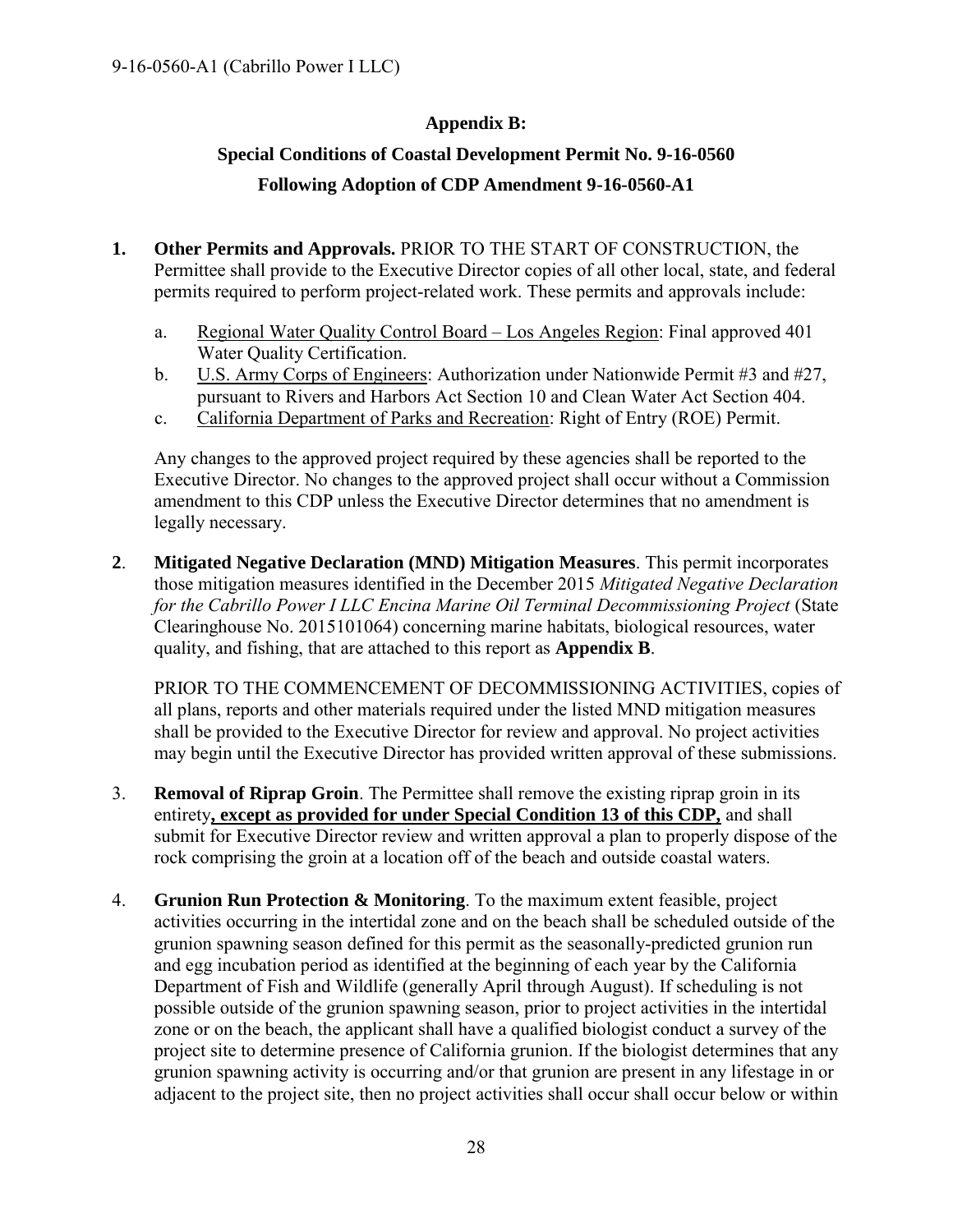## Appendix B:

## Special Conditions of Coastal Development Permit No. 9-16-0560 Following Adoption of CDP Amendment 9-16-0560-A1

**1. Other Permits and Approvals.** PRIOR TO THE START OF CONSTRUCTION, the Permittee shall provide to the Executive Director copies of all other local, state, and federal permits required to perform project-related work. These permits and approvals include:

   a. Regional Water Quality Control Board – Los Angeles Region: Final approved 401 Water Quality Certification.
   
   b. U.S. Army Corps of Engineers: Authorization under Nationwide Permit #3 and #27, pursuant to Rivers and Harbors Act Section 10 and Clean Water Act Section 404.
   
   c. California Department of Parks and Recreation: Right of Entry (ROE) Permit.

   Any changes to the approved project required by these agencies shall be reported to the Executive Director. No changes to the approved project shall occur without a Commission amendment to this CDP unless the Executive Director determines that no amendment is legally necessary.

**2**. **Mitigated Negative Declaration (MND) Mitigation Measures**. This permit incorporates those mitigation measures identified in the December 2015 *Mitigated Negative Declaration for the Cabrillo Power I LLC Encina Marine Oil Terminal Decommissioning Project* (State Clearinghouse No. 2015101064) concerning marine habitats, biological resources, water quality, and fishing, that are attached to this report as **Appendix B**.

   PRIOR TO THE COMMENCEMENT OF DECOMMISSIONING ACTIVITIES, copies of all plans, reports and other materials required under the listed MND mitigation measures shall be provided to the Executive Director for review and approval. No project activities may begin until the Executive Director has provided written approval of these submissions.

3. **Removal of Riprap Groin**. The Permittee shall remove the existing riprap groin in its entirety**, except as provided for under Special Condition 13 of this CDP,** and shall submit for Executive Director review and written approval a plan to properly dispose of the rock comprising the groin at a location off of the beach and outside coastal waters.

4. **Grunion Run Protection & Monitoring**. To the maximum extent feasible, project activities occurring in the intertidal zone and on the beach shall be scheduled outside of the grunion spawning season defined for this permit as the seasonally-predicted grunion run and egg incubation period as identified at the beginning of each year by the California Department of Fish and Wildlife (generally April through August). If scheduling is not possible outside of the grunion spawning season, prior to project activities in the intertidal zone or on the beach, the applicant shall have a qualified biologist conduct a survey of the project site to determine presence of California grunion. If the biologist determines that any grunion spawning activity is occurring and/or that grunion are present in any lifestage in or adjacent to the project site, then no project activities shall occur shall occur below or within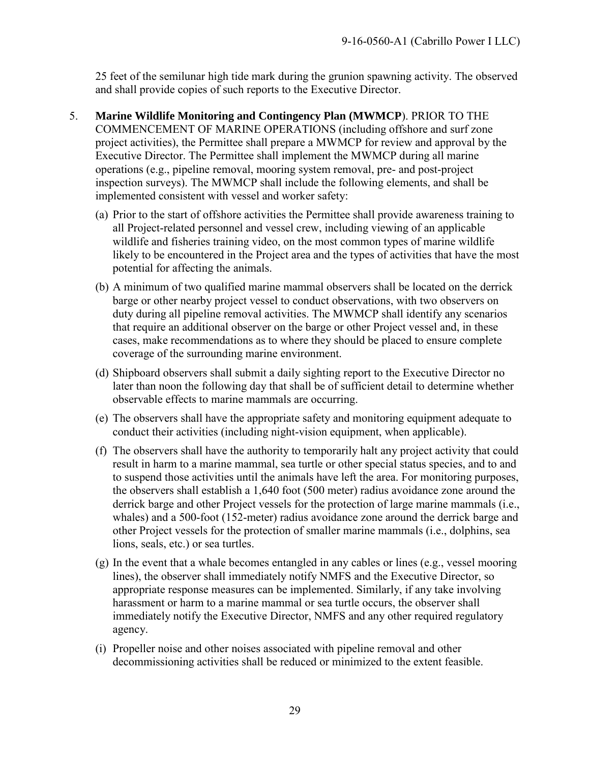25 feet of the semilunar high tide mark during the grunion spawning activity. The observed and shall provide copies of such reports to the Executive Director.

5. **Marine Wildlife Monitoring and Contingency Plan (MWMCP**). PRIOR TO THE COMMENCEMENT OF MARINE OPERATIONS (including offshore and surf zone project activities), the Permittee shall prepare a MWMCP for review and approval by the Executive Director. The Permittee shall implement the MWMCP during all marine operations (e.g., pipeline removal, mooring system removal, pre- and post-project inspection surveys). The MWMCP shall include the following elements, and shall be implemented consistent with vessel and worker safety:

   (a) Prior to the start of offshore activities the Permittee shall provide awareness training to all Project-related personnel and vessel crew, including viewing of an applicable wildlife and fisheries training video, on the most common types of marine wildlife likely to be encountered in the Project area and the types of activities that have the most potential for affecting the animals.

   (b) A minimum of two qualified marine mammal observers shall be located on the derrick barge or other nearby project vessel to conduct observations, with two observers on duty during all pipeline removal activities. The MWMCP shall identify any scenarios that require an additional observer on the barge or other Project vessel and, in these cases, make recommendations as to where they should be placed to ensure complete coverage of the surrounding marine environment.

   (d) Shipboard observers shall submit a daily sighting report to the Executive Director no later than noon the following day that shall be of sufficient detail to determine whether observable effects to marine mammals are occurring.

   (e) The observers shall have the appropriate safety and monitoring equipment adequate to conduct their activities (including night-vision equipment, when applicable).

   (f) The observers shall have the authority to temporarily halt any project activity that could result in harm to a marine mammal, sea turtle or other special status species, and to and to suspend those activities until the animals have left the area. For monitoring purposes, the observers shall establish a 1,640 foot (500 meter) radius avoidance zone around the derrick barge and other Project vessels for the protection of large marine mammals (i.e., whales) and a 500-foot (152-meter) radius avoidance zone around the derrick barge and other Project vessels for the protection of smaller marine mammals (i.e., dolphins, sea lions, seals, etc.) or sea turtles.

   (g) In the event that a whale becomes entangled in any cables or lines (e.g., vessel mooring lines), the observer shall immediately notify NMFS and the Executive Director, so appropriate response measures can be implemented. Similarly, if any take involving harassment or harm to a marine mammal or sea turtle occurs, the observer shall immediately notify the Executive Director, NMFS and any other required regulatory agency.

   (i) Propeller noise and other noises associated with pipeline removal and other decommissioning activities shall be reduced or minimized to the extent feasible.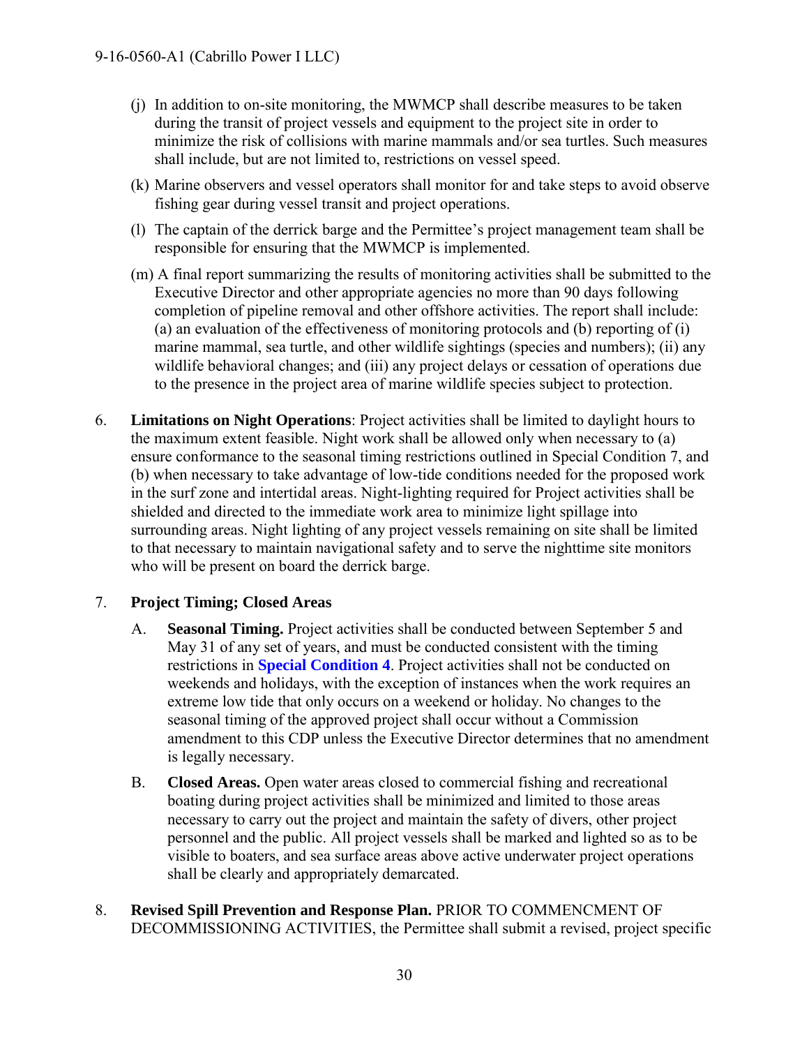(j) In addition to on-site monitoring, the MWMCP shall describe measures to be taken during the transit of project vessels and equipment to the project site in order to minimize the risk of collisions with marine mammals and/or sea turtles. Such measures shall include, but are not limited to, restrictions on vessel speed.

(k) Marine observers and vessel operators shall monitor for and take steps to avoid observe fishing gear during vessel transit and project operations.

(l) The captain of the derrick barge and the Permittee's project management team shall be responsible for ensuring that the MWMCP is implemented.

(m) A final report summarizing the results of monitoring activities shall be submitted to the Executive Director and other appropriate agencies no more than 90 days following completion of pipeline removal and other offshore activities. The report shall include: (a) an evaluation of the effectiveness of monitoring protocols and (b) reporting of (i) marine mammal, sea turtle, and other wildlife sightings (species and numbers); (ii) any wildlife behavioral changes; and (iii) any project delays or cessation of operations due to the presence in the project area of marine wildlife species subject to protection.

6. **Limitations on Night Operations**: Project activities shall be limited to daylight hours to the maximum extent feasible. Night work shall be allowed only when necessary to (a) ensure conformance to the seasonal timing restrictions outlined in Special Condition 7, and (b) when necessary to take advantage of low-tide conditions needed for the proposed work in the surf zone and intertidal areas. Night-lighting required for Project activities shall be shielded and directed to the immediate work area to minimize light spillage into surrounding areas. Night lighting of any project vessels remaining on site shall be limited to that necessary to maintain navigational safety and to serve the nighttime site monitors who will be present on board the derrick barge.

7. **Project Timing; Closed Areas**

   A. **Seasonal Timing.** Project activities shall be conducted between September 5 and May 31 of any set of years, and must be conducted consistent with the timing restrictions in **Special Condition 4**. Project activities shall not be conducted on weekends and holidays, with the exception of instances when the work requires an extreme low tide that only occurs on a weekend or holiday. No changes to the seasonal timing of the approved project shall occur without a Commission amendment to this CDP unless the Executive Director determines that no amendment is legally necessary.

   B. **Closed Areas.** Open water areas closed to commercial fishing and recreational boating during project activities shall be minimized and limited to those areas necessary to carry out the project and maintain the safety of divers, other project personnel and the public. All project vessels shall be marked and lighted so as to be visible to boaters, and sea surface areas above active underwater project operations shall be clearly and appropriately demarcated.

8. **Revised Spill Prevention and Response Plan.** PRIOR TO COMMENCMENT OF DECOMMISSIONING ACTIVITIES, the Permittee shall submit a revised, project specific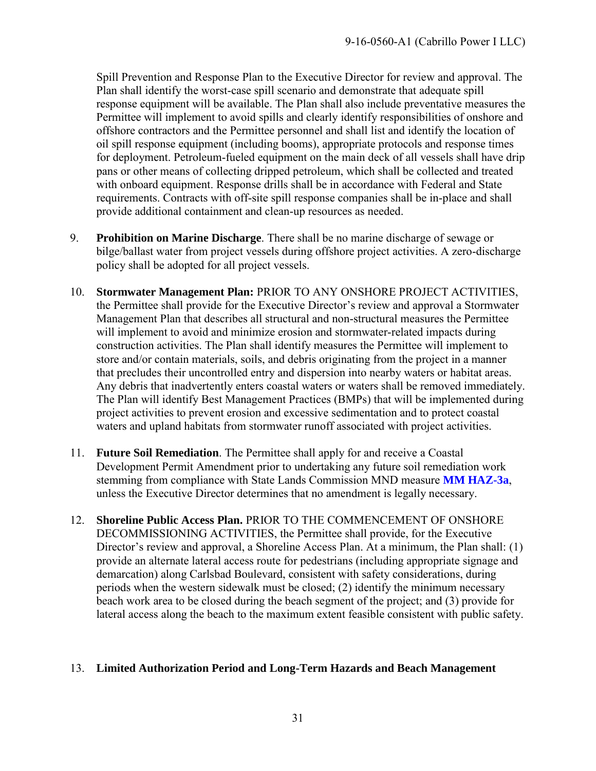Spill Prevention and Response Plan to the Executive Director for review and approval. The Plan shall identify the worst-case spill scenario and demonstrate that adequate spill response equipment will be available. The Plan shall also include preventative measures the Permittee will implement to avoid spills and clearly identify responsibilities of onshore and offshore contractors and the Permittee personnel and shall list and identify the location of oil spill response equipment (including booms), appropriate protocols and response times for deployment. Petroleum-fueled equipment on the main deck of all vessels shall have drip pans or other means of collecting dripped petroleum, which shall be collected and treated with onboard equipment. Response drills shall be in accordance with Federal and State requirements. Contracts with off-site spill response companies shall be in-place and shall provide additional containment and clean-up resources as needed.

9. **Prohibition on Marine Discharge**. There shall be no marine discharge of sewage or bilge/ballast water from project vessels during offshore project activities. A zero-discharge policy shall be adopted for all project vessels.

10. **Stormwater Management Plan:** PRIOR TO ANY ONSHORE PROJECT ACTIVITIES, the Permittee shall provide for the Executive Director's review and approval a Stormwater Management Plan that describes all structural and non-structural measures the Permittee will implement to avoid and minimize erosion and stormwater-related impacts during construction activities. The Plan shall identify measures the Permittee will implement to store and/or contain materials, soils, and debris originating from the project in a manner that precludes their uncontrolled entry and dispersion into nearby waters or habitat areas. Any debris that inadvertently enters coastal waters or waters shall be removed immediately. The Plan will identify Best Management Practices (BMPs) that will be implemented during project activities to prevent erosion and excessive sedimentation and to protect coastal waters and upland habitats from stormwater runoff associated with project activities.

11. **Future Soil Remediation**. The Permittee shall apply for and receive a Coastal Development Permit Amendment prior to undertaking any future soil remediation work stemming from compliance with State Lands Commission MND measure **MM HAZ-3a**, unless the Executive Director determines that no amendment is legally necessary.

12. **Shoreline Public Access Plan.** PRIOR TO THE COMMENCEMENT OF ONSHORE DECOMMISSIONING ACTIVITIES, the Permittee shall provide, for the Executive Director's review and approval, a Shoreline Access Plan. At a minimum, the Plan shall: (1) provide an alternate lateral access route for pedestrians (including appropriate signage and demarcation) along Carlsbad Boulevard, consistent with safety considerations, during periods when the western sidewalk must be closed; (2) identify the minimum necessary beach work area to be closed during the beach segment of the project; and (3) provide for lateral access along the beach to the maximum extent feasible consistent with public safety.

13. **Limited Authorization Period and Long-Term Hazards and Beach Management**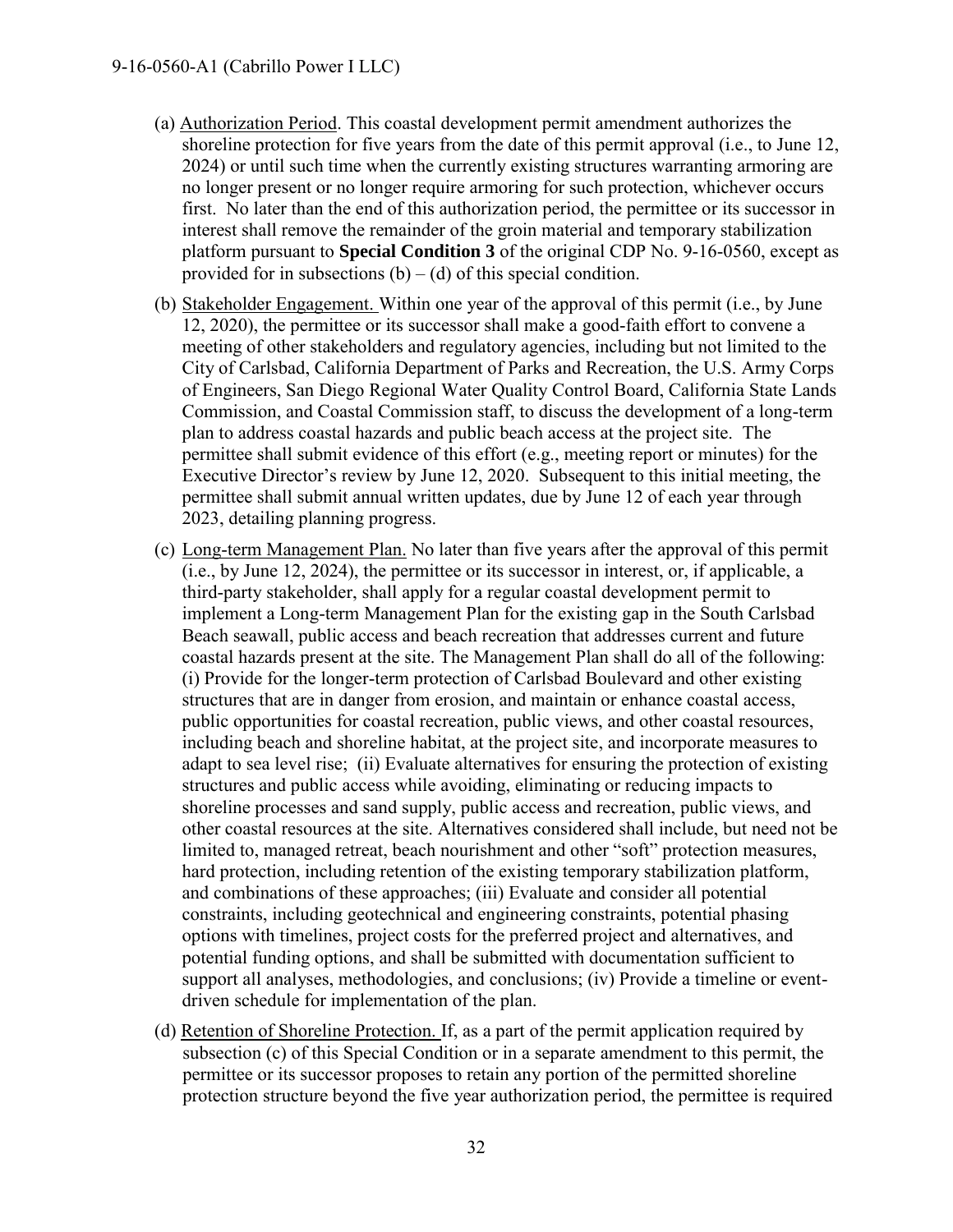(a) Authorization Period. This coastal development permit amendment authorizes the shoreline protection for five years from the date of this permit approval (i.e., to June 12, 2024) or until such time when the currently existing structures warranting armoring are no longer present or no longer require armoring for such protection, whichever occurs first. No later than the end of this authorization period, the permittee or its successor in interest shall remove the remainder of the groin material and temporary stabilization platform pursuant to **Special Condition 3** of the original CDP No. 9-16-0560, except as provided for in subsections (b) – (d) of this special condition.

(b) Stakeholder Engagement. Within one year of the approval of this permit (i.e., by June 12, 2020), the permittee or its successor shall make a good-faith effort to convene a meeting of other stakeholders and regulatory agencies, including but not limited to the City of Carlsbad, California Department of Parks and Recreation, the U.S. Army Corps of Engineers, San Diego Regional Water Quality Control Board, California State Lands Commission, and Coastal Commission staff, to discuss the development of a long-term plan to address coastal hazards and public beach access at the project site. The permittee shall submit evidence of this effort (e.g., meeting report or minutes) for the Executive Director's review by June 12, 2020. Subsequent to this initial meeting, the permittee shall submit annual written updates, due by June 12 of each year through 2023, detailing planning progress.

(c) Long-term Management Plan. No later than five years after the approval of this permit (i.e., by June 12, 2024), the permittee or its successor in interest, or, if applicable, a third-party stakeholder, shall apply for a regular coastal development permit to implement a Long-term Management Plan for the existing gap in the South Carlsbad Beach seawall, public access and beach recreation that addresses current and future coastal hazards present at the site. The Management Plan shall do all of the following: (i) Provide for the longer-term protection of Carlsbad Boulevard and other existing structures that are in danger from erosion, and maintain or enhance coastal access, public opportunities for coastal recreation, public views, and other coastal resources, including beach and shoreline habitat, at the project site, and incorporate measures to adapt to sea level rise; (ii) Evaluate alternatives for ensuring the protection of existing structures and public access while avoiding, eliminating or reducing impacts to shoreline processes and sand supply, public access and recreation, public views, and other coastal resources at the site. Alternatives considered shall include, but need not be limited to, managed retreat, beach nourishment and other "soft" protection measures, hard protection, including retention of the existing temporary stabilization platform, and combinations of these approaches; (iii) Evaluate and consider all potential constraints, including geotechnical and engineering constraints, potential phasing options with timelines, project costs for the preferred project and alternatives, and potential funding options, and shall be submitted with documentation sufficient to support all analyses, methodologies, and conclusions; (iv) Provide a timeline or event-driven schedule for implementation of the plan.

(d) Retention of Shoreline Protection. If, as a part of the permit application required by subsection (c) of this Special Condition or in a separate amendment to this permit, the permittee or its successor proposes to retain any portion of the permitted shoreline protection structure beyond the five year authorization period, the permittee is required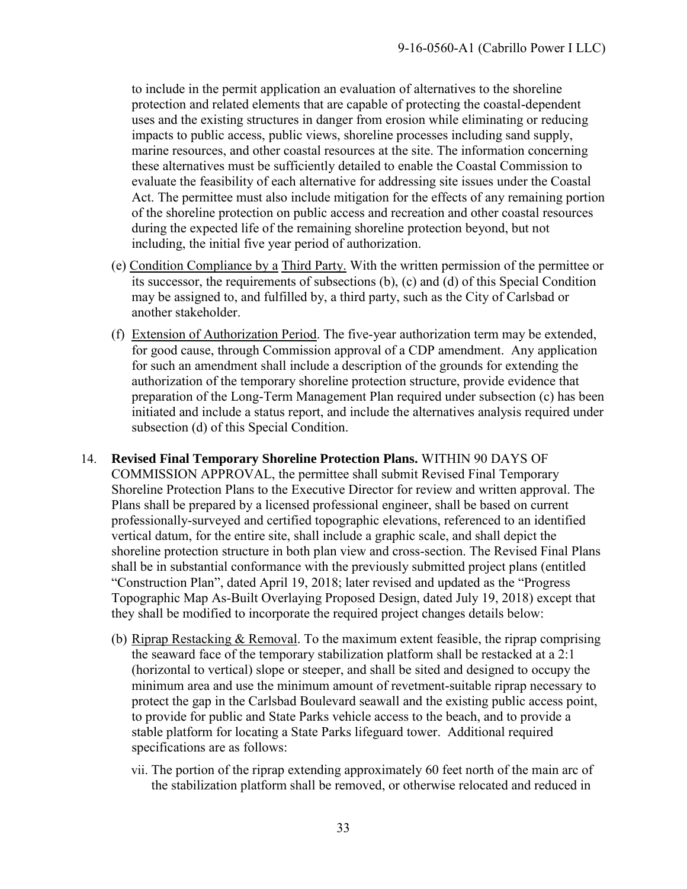to include in the permit application an evaluation of alternatives to the shoreline protection and related elements that are capable of protecting the coastal-dependent uses and the existing structures in danger from erosion while eliminating or reducing impacts to public access, public views, shoreline processes including sand supply, marine resources, and other coastal resources at the site. The information concerning these alternatives must be sufficiently detailed to enable the Coastal Commission to evaluate the feasibility of each alternative for addressing site issues under the Coastal Act. The permittee must also include mitigation for the effects of any remaining portion of the shoreline protection on public access and recreation and other coastal resources during the expected life of the remaining shoreline protection beyond, but not including, the initial five year period of authorization.

(e) <u>Condition Compliance by a Third Party.</u> With the written permission of the permittee or its successor, the requirements of subsections (b), (c) and (d) of this Special Condition may be assigned to, and fulfilled by, a third party, such as the City of Carlsbad or another stakeholder.

(f) <u>Extension of Authorization Period</u>. The five-year authorization term may be extended, for good cause, through Commission approval of a CDP amendment. Any application for such an amendment shall include a description of the grounds for extending the authorization of the temporary shoreline protection structure, provide evidence that preparation of the Long-Term Management Plan required under subsection (c) has been initiated and include a status report, and include the alternatives analysis required under subsection (d) of this Special Condition.

14. **Revised Final Temporary Shoreline Protection Plans.** WITHIN 90 DAYS OF COMMISSION APPROVAL, the permittee shall submit Revised Final Temporary Shoreline Protection Plans to the Executive Director for review and written approval. The Plans shall be prepared by a licensed professional engineer, shall be based on current professionally-surveyed and certified topographic elevations, referenced to an identified vertical datum, for the entire site, shall include a graphic scale, and shall depict the shoreline protection structure in both plan view and cross-section. The Revised Final Plans shall be in substantial conformance with the previously submitted project plans (entitled "Construction Plan", dated April 19, 2018; later revised and updated as the "Progress Topographic Map As-Built Overlaying Proposed Design, dated July 19, 2018) except that they shall be modified to incorporate the required project changes details below:

   (b) <u>Riprap Restacking & Removal</u>. To the maximum extent feasible, the riprap comprising the seaward face of the temporary stabilization platform shall be restacked at a 2:1 (horizontal to vertical) slope or steeper, and shall be sited and designed to occupy the minimum area and use the minimum amount of revetment-suitable riprap necessary to protect the gap in the Carlsbad Boulevard seawall and the existing public access point, to provide for public and State Parks vehicle access to the beach, and to provide a stable platform for locating a State Parks lifeguard tower. Additional required specifications are as follows:

      vii. The portion of the riprap extending approximately 60 feet north of the main arc of the stabilization platform shall be removed, or otherwise relocated and reduced in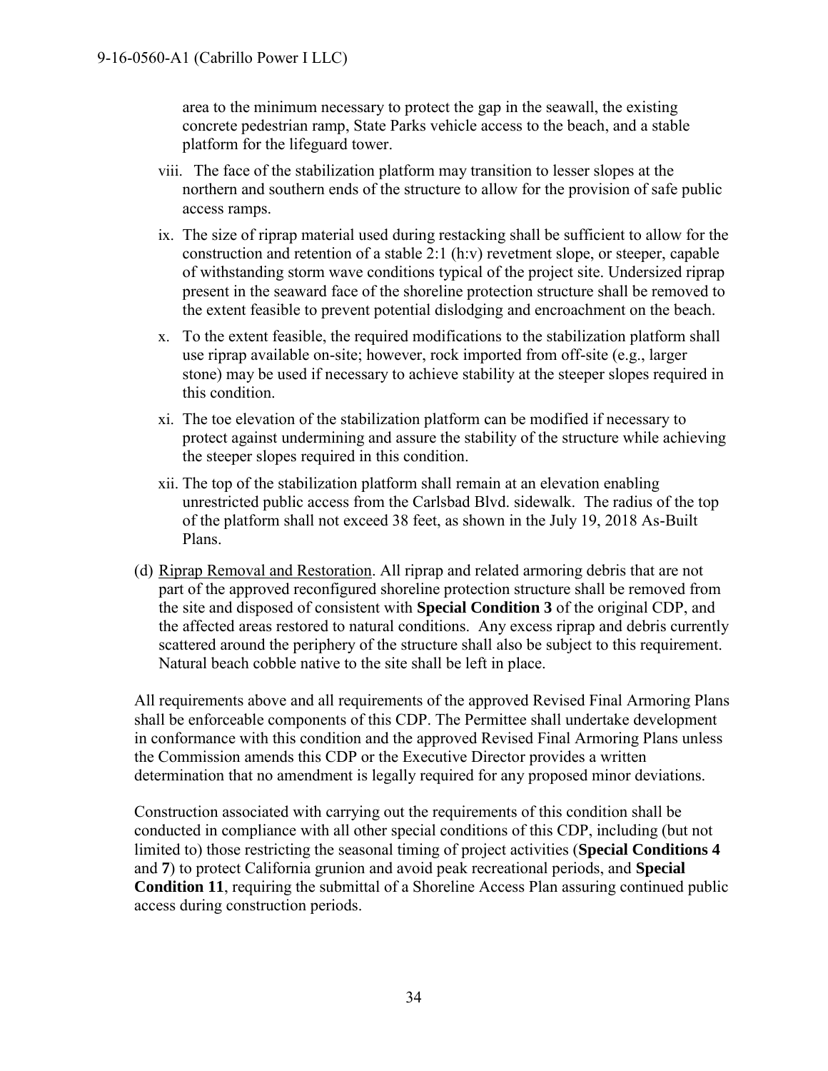area to the minimum necessary to protect the gap in the seawall, the existing concrete pedestrian ramp, State Parks vehicle access to the beach, and a stable platform for the lifeguard tower.

viii. The face of the stabilization platform may transition to lesser slopes at the northern and southern ends of the structure to allow for the provision of safe public access ramps.

ix. The size of riprap material used during restacking shall be sufficient to allow for the construction and retention of a stable 2:1 (h:v) revetment slope, or steeper, capable of withstanding storm wave conditions typical of the project site. Undersized riprap present in the seaward face of the shoreline protection structure shall be removed to the extent feasible to prevent potential dislodging and encroachment on the beach.

x. To the extent feasible, the required modifications to the stabilization platform shall use riprap available on-site; however, rock imported from off-site (e.g., larger stone) may be used if necessary to achieve stability at the steeper slopes required in this condition.

xi. The toe elevation of the stabilization platform can be modified if necessary to protect against undermining and assure the stability of the structure while achieving the steeper slopes required in this condition.

xii. The top of the stabilization platform shall remain at an elevation enabling unrestricted public access from the Carlsbad Blvd. sidewalk. The radius of the top of the platform shall not exceed 38 feet, as shown in the July 19, 2018 As-Built Plans.

(d) Riprap Removal and Restoration. All riprap and related armoring debris that are not part of the approved reconfigured shoreline protection structure shall be removed from the site and disposed of consistent with **Special Condition 3** of the original CDP, and the affected areas restored to natural conditions. Any excess riprap and debris currently scattered around the periphery of the structure shall also be subject to this requirement. Natural beach cobble native to the site shall be left in place.

All requirements above and all requirements of the approved Revised Final Armoring Plans shall be enforceable components of this CDP. The Permittee shall undertake development in conformance with this condition and the approved Revised Final Armoring Plans unless the Commission amends this CDP or the Executive Director provides a written determination that no amendment is legally required for any proposed minor deviations.

Construction associated with carrying out the requirements of this condition shall be conducted in compliance with all other special conditions of this CDP, including (but not limited to) those restricting the seasonal timing of project activities (**Special Conditions 4** and **7**) to protect California grunion and avoid peak recreational periods, and **Special Condition 11**, requiring the submittal of a Shoreline Access Plan assuring continued public access during construction periods.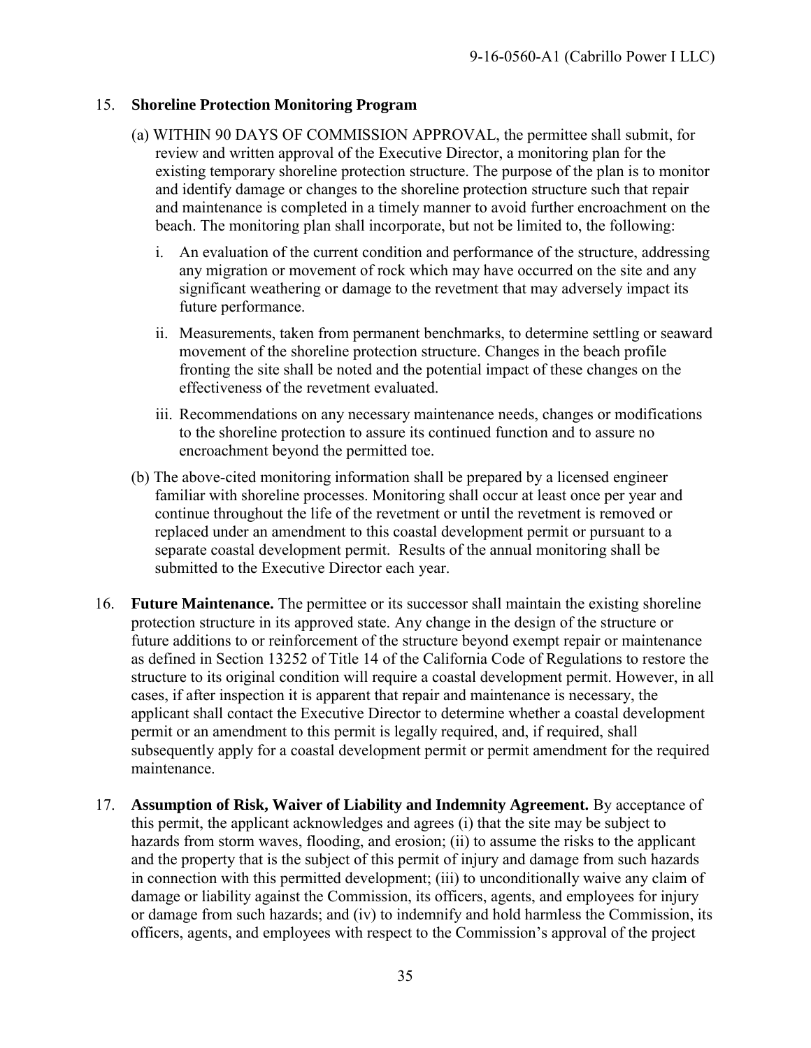15. **Shoreline Protection Monitoring Program**

    (a) WITHIN 90 DAYS OF COMMISSION APPROVAL, the permittee shall submit, for review and written approval of the Executive Director, a monitoring plan for the existing temporary shoreline protection structure. The purpose of the plan is to monitor and identify damage or changes to the shoreline protection structure such that repair and maintenance is completed in a timely manner to avoid further encroachment on the beach. The monitoring plan shall incorporate, but not be limited to, the following:

    i. An evaluation of the current condition and performance of the structure, addressing any migration or movement of rock which may have occurred on the site and any significant weathering or damage to the revetment that may adversely impact its future performance.

    ii. Measurements, taken from permanent benchmarks, to determine settling or seaward movement of the shoreline protection structure. Changes in the beach profile fronting the site shall be noted and the potential impact of these changes on the effectiveness of the revetment evaluated.

    iii. Recommendations on any necessary maintenance needs, changes or modifications to the shoreline protection to assure its continued function and to assure no encroachment beyond the permitted toe.

    (b) The above-cited monitoring information shall be prepared by a licensed engineer familiar with shoreline processes. Monitoring shall occur at least once per year and continue throughout the life of the revetment or until the revetment is removed or replaced under an amendment to this coastal development permit or pursuant to a separate coastal development permit. Results of the annual monitoring shall be submitted to the Executive Director each year.

16. **Future Maintenance.** The permittee or its successor shall maintain the existing shoreline protection structure in its approved state. Any change in the design of the structure or future additions to or reinforcement of the structure beyond exempt repair or maintenance as defined in Section 13252 of Title 14 of the California Code of Regulations to restore the structure to its original condition will require a coastal development permit. However, in all cases, if after inspection it is apparent that repair and maintenance is necessary, the applicant shall contact the Executive Director to determine whether a coastal development permit or an amendment to this permit is legally required, and, if required, shall subsequently apply for a coastal development permit or permit amendment for the required maintenance.

17. **Assumption of Risk, Waiver of Liability and Indemnity Agreement.** By acceptance of this permit, the applicant acknowledges and agrees (i) that the site may be subject to hazards from storm waves, flooding, and erosion; (ii) to assume the risks to the applicant and the property that is the subject of this permit of injury and damage from such hazards in connection with this permitted development; (iii) to unconditionally waive any claim of damage or liability against the Commission, its officers, agents, and employees for injury or damage from such hazards; and (iv) to indemnify and hold harmless the Commission, its officers, agents, and employees with respect to the Commission's approval of the project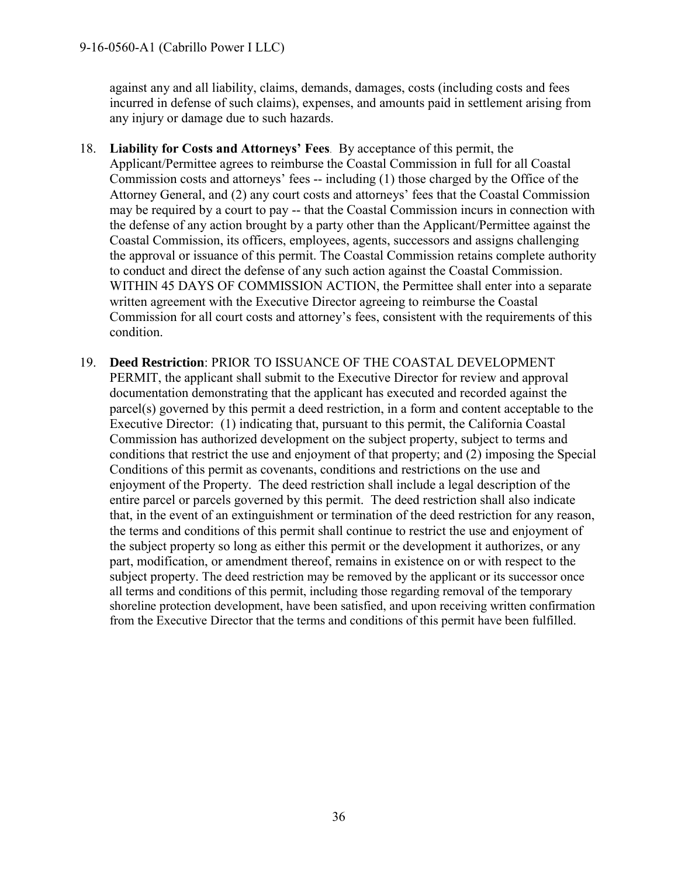against any and all liability, claims, demands, damages, costs (including costs and fees incurred in defense of such claims), expenses, and amounts paid in settlement arising from any injury or damage due to such hazards.

18. **Liability for Costs and Attorneys' Fees**. By acceptance of this permit, the Applicant/Permittee agrees to reimburse the Coastal Commission in full for all Coastal Commission costs and attorneys' fees -- including (1) those charged by the Office of the Attorney General, and (2) any court costs and attorneys' fees that the Coastal Commission may be required by a court to pay -- that the Coastal Commission incurs in connection with the defense of any action brought by a party other than the Applicant/Permittee against the Coastal Commission, its officers, employees, agents, successors and assigns challenging the approval or issuance of this permit. The Coastal Commission retains complete authority to conduct and direct the defense of any such action against the Coastal Commission. WITHIN 45 DAYS OF COMMISSION ACTION, the Permittee shall enter into a separate written agreement with the Executive Director agreeing to reimburse the Coastal Commission for all court costs and attorney's fees, consistent with the requirements of this condition.

19. **Deed Restriction**: PRIOR TO ISSUANCE OF THE COASTAL DEVELOPMENT PERMIT, the applicant shall submit to the Executive Director for review and approval documentation demonstrating that the applicant has executed and recorded against the parcel(s) governed by this permit a deed restriction, in a form and content acceptable to the Executive Director: (1) indicating that, pursuant to this permit, the California Coastal Commission has authorized development on the subject property, subject to terms and conditions that restrict the use and enjoyment of that property; and (2) imposing the Special Conditions of this permit as covenants, conditions and restrictions on the use and enjoyment of the Property. The deed restriction shall include a legal description of the entire parcel or parcels governed by this permit. The deed restriction shall also indicate that, in the event of an extinguishment or termination of the deed restriction for any reason, the terms and conditions of this permit shall continue to restrict the use and enjoyment of the subject property so long as either this permit or the development it authorizes, or any part, modification, or amendment thereof, remains in existence on or with respect to the subject property. The deed restriction may be removed by the applicant or its successor once all terms and conditions of this permit, including those regarding removal of the temporary shoreline protection development, have been satisfied, and upon receiving written confirmation from the Executive Director that the terms and conditions of this permit have been fulfilled.